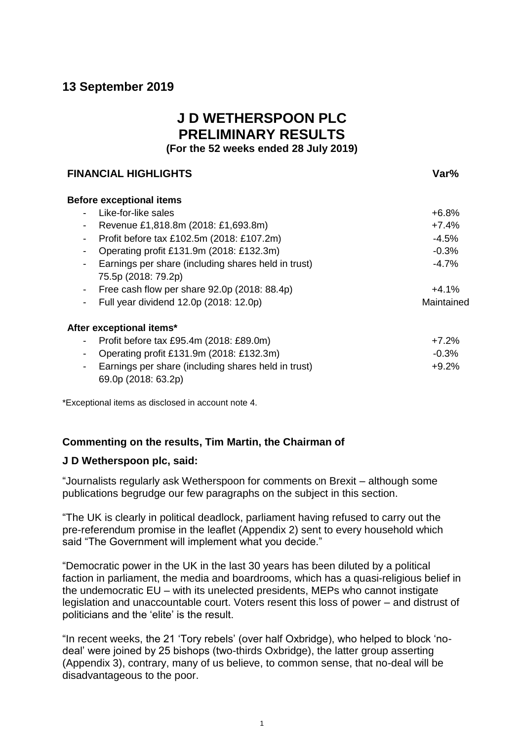## 13 September 2019

# J D WETHERSPOON PLC
# PRELIMINARY RESULTS

**(For the 52 weeks ended 28 July 2019)**

| **FINANCIAL HIGHLIGHTS** | **Var%** |
|---|---|
| **Before exceptional items** | |
| - Like-for-like sales | +6.8% |
| - Revenue £1,818.8m (2018: £1,693.8m) | +7.4% |
| - Profit before tax £102.5m (2018: £107.2m) | -4.5% |
| - Operating profit £131.9m (2018: £132.3m) | -0.3% |
| - Earnings per share (including shares held in trust) 75.5p (2018: 79.2p) | -4.7% |
| - Free cash flow per share 92.0p (2018: 88.4p) | +4.1% |
| - Full year dividend 12.0p (2018: 12.0p) | Maintained |
| **After exceptional items*** | |
| - Profit before tax £95.4m (2018: £89.0m) | +7.2% |
| - Operating profit £131.9m (2018: £132.3m) | -0.3% |
| - Earnings per share (including shares held in trust) 69.0p (2018: 63.2p) | +9.2% |

*Exceptional items as disclosed in account note 4.

**Commenting on the results, Tim Martin, the Chairman of J D Wetherspoon plc, said:**

"Journalists regularly ask Wetherspoon for comments on Brexit – although some publications begrudge our few paragraphs on the subject in this section.

"The UK is clearly in political deadlock, parliament having refused to carry out the pre-referendum promise in the leaflet (Appendix 2) sent to every household which said "The Government will implement what you decide."

"Democratic power in the UK in the last 30 years has been diluted by a political faction in parliament, the media and boardrooms, which has a quasi-religious belief in the undemocratic EU – with its unelected presidents, MEPs who cannot instigate legislation and unaccountable court. Voters resent this loss of power – and distrust of politicians and the 'elite' is the result.

"In recent weeks, the 21 'Tory rebels' (over half Oxbridge), who helped to block 'no-deal' were joined by 25 bishops (two-thirds Oxbridge), the latter group asserting (Appendix 3), contrary, many of us believe, to common sense, that no-deal will be disadvantageous to the poor.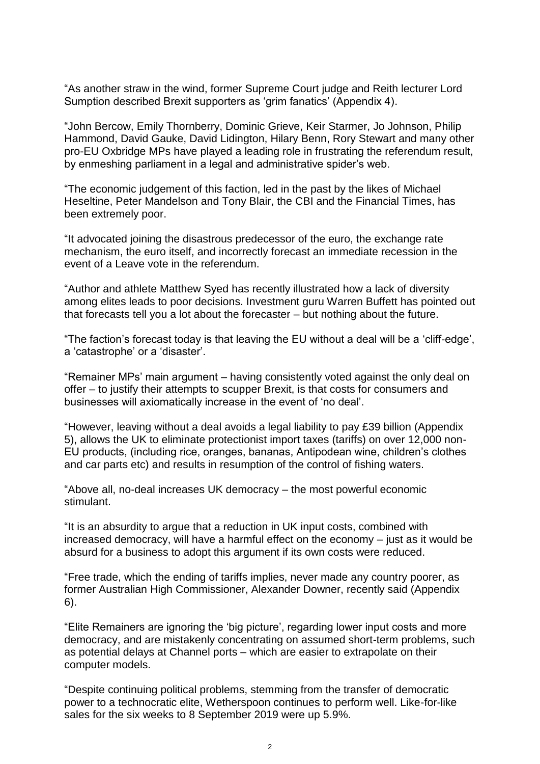"As another straw in the wind, former Supreme Court judge and Reith lecturer Lord Sumption described Brexit supporters as 'grim fanatics' (Appendix 4).

"John Bercow, Emily Thornberry, Dominic Grieve, Keir Starmer, Jo Johnson, Philip Hammond, David Gauke, David Lidington, Hilary Benn, Rory Stewart and many other pro-EU Oxbridge MPs have played a leading role in frustrating the referendum result, by enmeshing parliament in a legal and administrative spider's web.

"The economic judgement of this faction, led in the past by the likes of Michael Heseltine, Peter Mandelson and Tony Blair, the CBI and the Financial Times, has been extremely poor.

"It advocated joining the disastrous predecessor of the euro, the exchange rate mechanism, the euro itself, and incorrectly forecast an immediate recession in the event of a Leave vote in the referendum.

"Author and athlete Matthew Syed has recently illustrated how a lack of diversity among elites leads to poor decisions. Investment guru Warren Buffett has pointed out that forecasts tell you a lot about the forecaster – but nothing about the future.

"The faction's forecast today is that leaving the EU without a deal will be a 'cliff-edge', a 'catastrophe' or a 'disaster'.

"Remainer MPs' main argument – having consistently voted against the only deal on offer – to justify their attempts to scupper Brexit, is that costs for consumers and businesses will axiomatically increase in the event of 'no deal'.

"However, leaving without a deal avoids a legal liability to pay £39 billion (Appendix 5), allows the UK to eliminate protectionist import taxes (tariffs) on over 12,000 non-EU products, (including rice, oranges, bananas, Antipodean wine, children's clothes and car parts etc) and results in resumption of the control of fishing waters.

"Above all, no-deal increases UK democracy – the most powerful economic stimulant.

"It is an absurdity to argue that a reduction in UK input costs, combined with increased democracy, will have a harmful effect on the economy – just as it would be absurd for a business to adopt this argument if its own costs were reduced.

"Free trade, which the ending of tariffs implies, never made any country poorer, as former Australian High Commissioner, Alexander Downer, recently said (Appendix 6).

"Elite Remainers are ignoring the 'big picture', regarding lower input costs and more democracy, and are mistakenly concentrating on assumed short-term problems, such as potential delays at Channel ports – which are easier to extrapolate on their computer models.

"Despite continuing political problems, stemming from the transfer of democratic power to a technocratic elite, Wetherspoon continues to perform well. Like-for-like sales for the six weeks to 8 September 2019 were up 5.9%.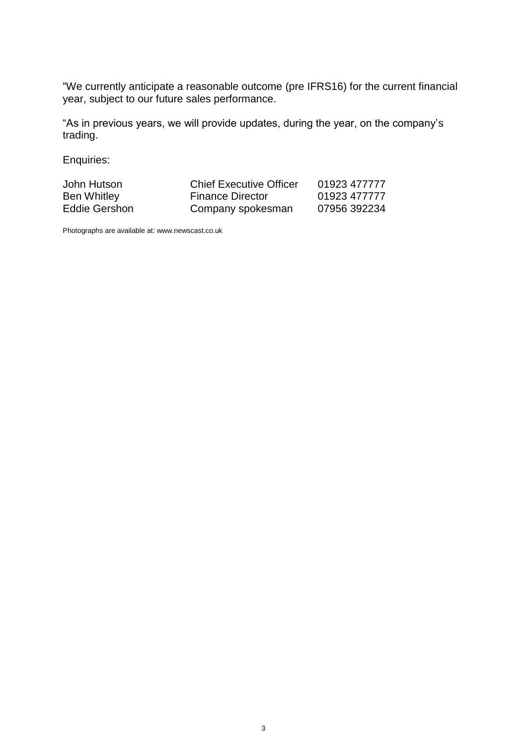"We currently anticipate a reasonable outcome (pre IFRS16) for the current financial year, subject to our future sales performance.

"As in previous years, we will provide updates, during the year, on the company's trading.

Enquiries:

| | | |
|---|---|---|
| John Hutson | Chief Executive Officer | 01923 477777 |
| Ben Whitley | Finance Director | 01923 477777 |
| Eddie Gershon | Company spokesman | 07956 392234 |

Photographs are available at: www.newscast.co.uk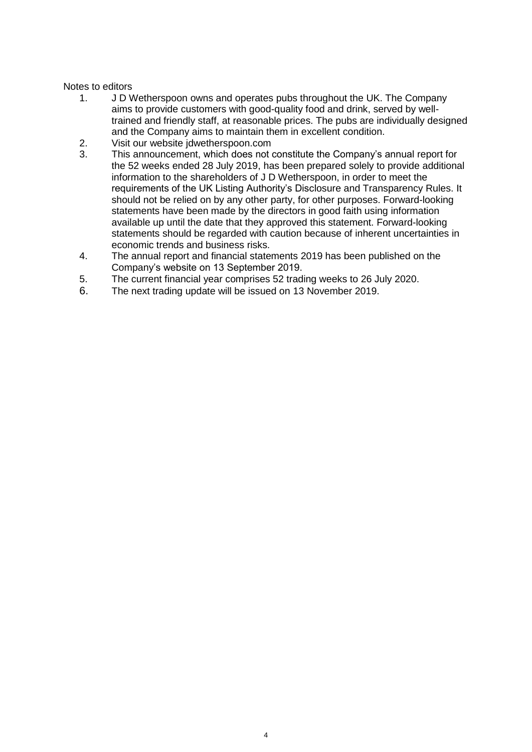Notes to editors

1. J D Wetherspoon owns and operates pubs throughout the UK. The Company aims to provide customers with good-quality food and drink, served by well-trained and friendly staff, at reasonable prices. The pubs are individually designed and the Company aims to maintain them in excellent condition.
2. Visit our website jdwetherspoon.com
3. This announcement, which does not constitute the Company's annual report for the 52 weeks ended 28 July 2019, has been prepared solely to provide additional information to the shareholders of J D Wetherspoon, in order to meet the requirements of the UK Listing Authority's Disclosure and Transparency Rules. It should not be relied on by any other party, for other purposes. Forward-looking statements have been made by the directors in good faith using information available up until the date that they approved this statement. Forward-looking statements should be regarded with caution because of inherent uncertainties in economic trends and business risks.
4. The annual report and financial statements 2019 has been published on the Company's website on 13 September 2019.
5. The current financial year comprises 52 trading weeks to 26 July 2020.
6. The next trading update will be issued on 13 November 2019.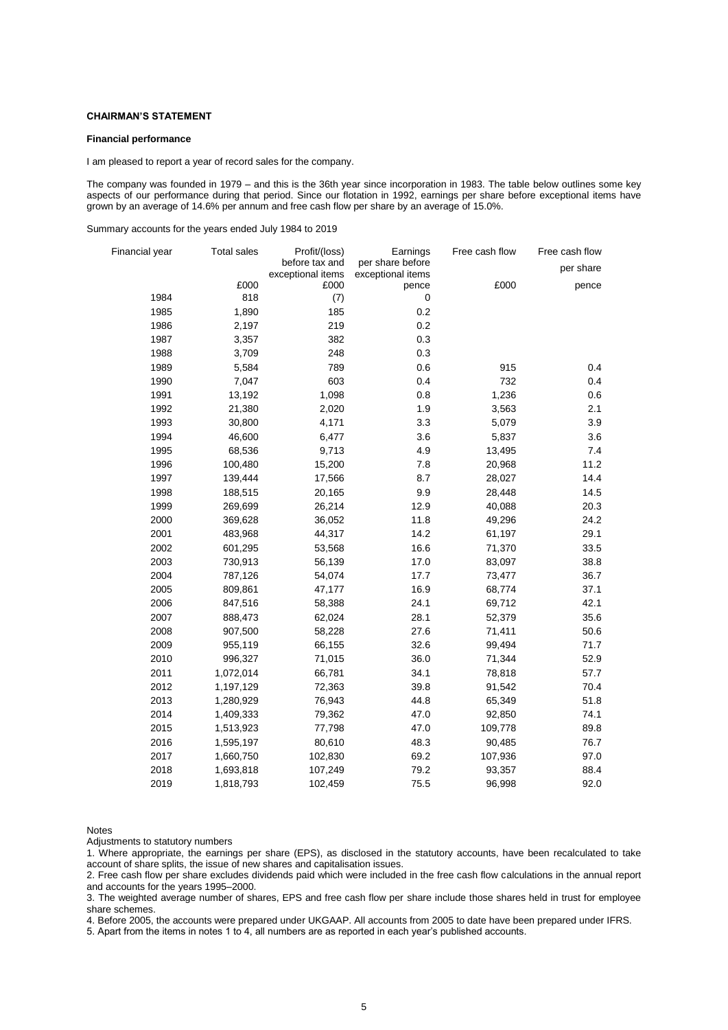**CHAIRMAN'S STATEMENT**

**Financial performance**

I am pleased to report a year of record sales for the company.

The company was founded in 1979 – and this is the 36th year since incorporation in 1983. The table below outlines some key aspects of our performance during that period. Since our flotation in 1992, earnings per share before exceptional items have grown by an average of 14.6% per annum and free cash flow per share by an average of 15.0%.

Summary accounts for the years ended July 1984 to 2019

| Financial year | Total sales | Profit/(loss) before tax and exceptional items | Earnings per share before exceptional items | Free cash flow | Free cash flow per share |
|---|---|---|---|---|---|
| | £000 | £000 | pence | £000 | pence |
| 1984 | 818 | (7) | 0 | | |
| 1985 | 1,890 | 185 | 0.2 | | |
| 1986 | 2,197 | 219 | 0.2 | | |
| 1987 | 3,357 | 382 | 0.3 | | |
| 1988 | 3,709 | 248 | 0.3 | | |
| 1989 | 5,584 | 789 | 0.6 | 915 | 0.4 |
| 1990 | 7,047 | 603 | 0.4 | 732 | 0.4 |
| 1991 | 13,192 | 1,098 | 0.8 | 1,236 | 0.6 |
| 1992 | 21,380 | 2,020 | 1.9 | 3,563 | 2.1 |
| 1993 | 30,800 | 4,171 | 3.3 | 5,079 | 3.9 |
| 1994 | 46,600 | 6,477 | 3.6 | 5,837 | 3.6 |
| 1995 | 68,536 | 9,713 | 4.9 | 13,495 | 7.4 |
| 1996 | 100,480 | 15,200 | 7.8 | 20,968 | 11.2 |
| 1997 | 139,444 | 17,566 | 8.7 | 28,027 | 14.4 |
| 1998 | 188,515 | 20,165 | 9.9 | 28,448 | 14.5 |
| 1999 | 269,699 | 26,214 | 12.9 | 40,088 | 20.3 |
| 2000 | 369,628 | 36,052 | 11.8 | 49,296 | 24.2 |
| 2001 | 483,968 | 44,317 | 14.2 | 61,197 | 29.1 |
| 2002 | 601,295 | 53,568 | 16.6 | 71,370 | 33.5 |
| 2003 | 730,913 | 56,139 | 17.0 | 83,097 | 38.8 |
| 2004 | 787,126 | 54,074 | 17.7 | 73,477 | 36.7 |
| 2005 | 809,861 | 47,177 | 16.9 | 68,774 | 37.1 |
| 2006 | 847,516 | 58,388 | 24.1 | 69,712 | 42.1 |
| 2007 | 888,473 | 62,024 | 28.1 | 52,379 | 35.6 |
| 2008 | 907,500 | 58,228 | 27.6 | 71,411 | 50.6 |
| 2009 | 955,119 | 66,155 | 32.6 | 99,494 | 71.7 |
| 2010 | 996,327 | 71,015 | 36.0 | 71,344 | 52.9 |
| 2011 | 1,072,014 | 66,781 | 34.1 | 78,818 | 57.7 |
| 2012 | 1,197,129 | 72,363 | 39.8 | 91,542 | 70.4 |
| 2013 | 1,280,929 | 76,943 | 44.8 | 65,349 | 51.8 |
| 2014 | 1,409,333 | 79,362 | 47.0 | 92,850 | 74.1 |
| 2015 | 1,513,923 | 77,798 | 47.0 | 109,778 | 89.8 |
| 2016 | 1,595,197 | 80,610 | 48.3 | 90,485 | 76.7 |
| 2017 | 1,660,750 | 102,830 | 69.2 | 107,936 | 97.0 |
| 2018 | 1,693,818 | 107,249 | 79.2 | 93,357 | 88.4 |
| 2019 | 1,818,793 | 102,459 | 75.5 | 96,998 | 92.0 |

Notes

Adjustments to statutory numbers

1. Where appropriate, the earnings per share (EPS), as disclosed in the statutory accounts, have been recalculated to take account of share splits, the issue of new shares and capitalisation issues.
2. Free cash flow per share excludes dividends paid which were included in the free cash flow calculations in the annual report and accounts for the years 1995–2000.
3. The weighted average number of shares, EPS and free cash flow per share include those shares held in trust for employee share schemes.
4. Before 2005, the accounts were prepared under UKGAAP. All accounts from 2005 to date have been prepared under IFRS.
5. Apart from the items in notes 1 to 4, all numbers are as reported in each year's published accounts.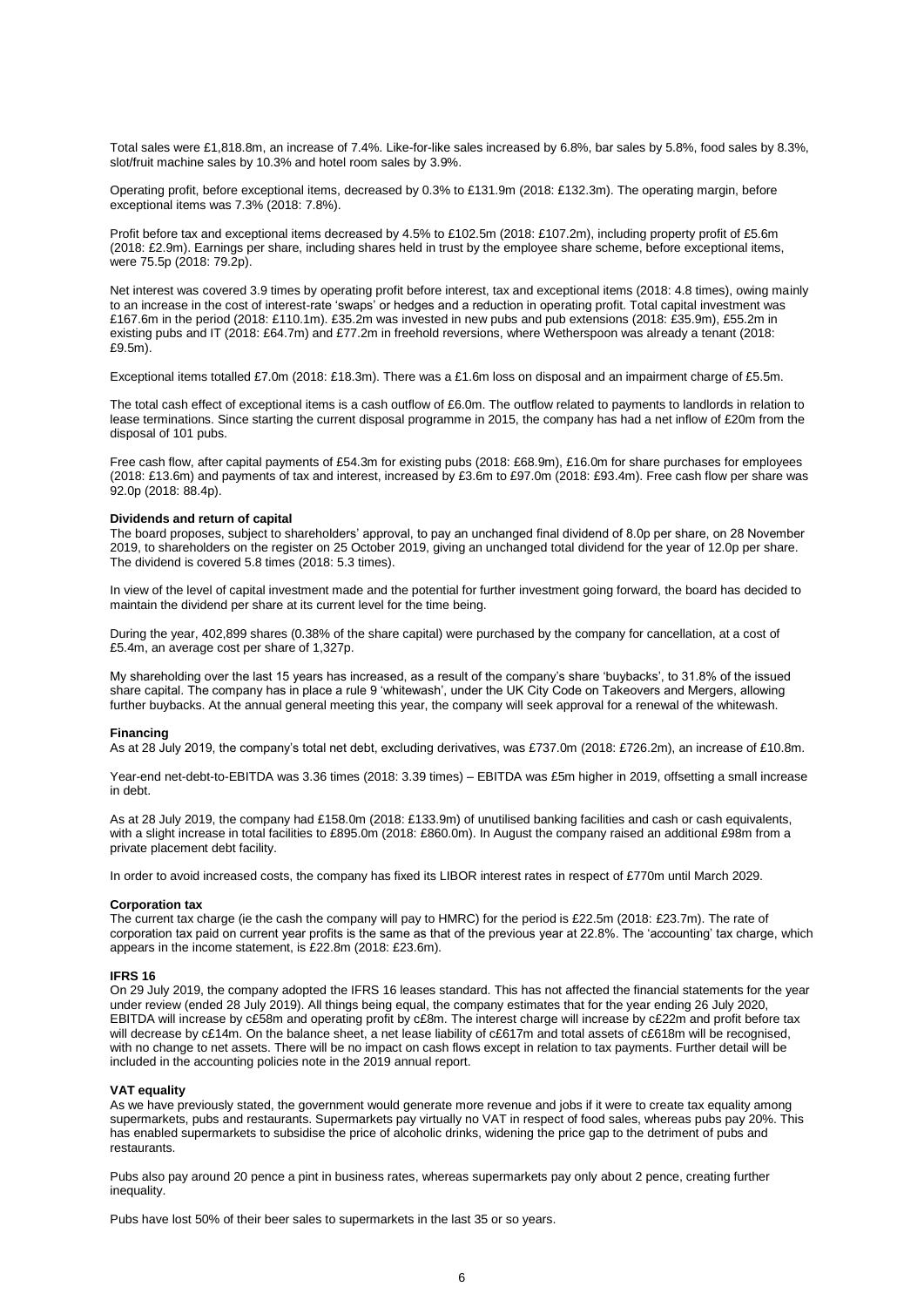Total sales were £1,818.8m, an increase of 7.4%. Like-for-like sales increased by 6.8%, bar sales by 5.8%, food sales by 8.3%, slot/fruit machine sales by 10.3% and hotel room sales by 3.9%.

Operating profit, before exceptional items, decreased by 0.3% to £131.9m (2018: £132.3m). The operating margin, before exceptional items was 7.3% (2018: 7.8%).

Profit before tax and exceptional items decreased by 4.5% to £102.5m (2018: £107.2m), including property profit of £5.6m (2018: £2.9m). Earnings per share, including shares held in trust by the employee share scheme, before exceptional items, were 75.5p (2018: 79.2p).

Net interest was covered 3.9 times by operating profit before interest, tax and exceptional items (2018: 4.8 times), owing mainly to an increase in the cost of interest-rate 'swaps' or hedges and a reduction in operating profit. Total capital investment was £167.6m in the period (2018: £110.1m). £35.2m was invested in new pubs and pub extensions (2018: £35.9m), £55.2m in existing pubs and IT (2018: £64.7m) and £77.2m in freehold reversions, where Wetherspoon was already a tenant (2018: £9.5m).

Exceptional items totalled £7.0m (2018: £18.3m). There was a £1.6m loss on disposal and an impairment charge of £5.5m.

The total cash effect of exceptional items is a cash outflow of £6.0m. The outflow related to payments to landlords in relation to lease terminations. Since starting the current disposal programme in 2015, the company has had a net inflow of £20m from the disposal of 101 pubs.

Free cash flow, after capital payments of £54.3m for existing pubs (2018: £68.9m), £16.0m for share purchases for employees (2018: £13.6m) and payments of tax and interest, increased by £3.6m to £97.0m (2018: £93.4m). Free cash flow per share was 92.0p (2018: 88.4p).

**Dividends and return of capital**

The board proposes, subject to shareholders' approval, to pay an unchanged final dividend of 8.0p per share, on 28 November 2019, to shareholders on the register on 25 October 2019, giving an unchanged total dividend for the year of 12.0p per share. The dividend is covered 5.8 times (2018: 5.3 times).

In view of the level of capital investment made and the potential for further investment going forward, the board has decided to maintain the dividend per share at its current level for the time being.

During the year, 402,899 shares (0.38% of the share capital) were purchased by the company for cancellation, at a cost of £5.4m, an average cost per share of 1,327p.

My shareholding over the last 15 years has increased, as a result of the company's share 'buybacks', to 31.8% of the issued share capital. The company has in place a rule 9 'whitewash', under the UK City Code on Takeovers and Mergers, allowing further buybacks. At the annual general meeting this year, the company will seek approval for a renewal of the whitewash.

**Financing**

As at 28 July 2019, the company's total net debt, excluding derivatives, was £737.0m (2018: £726.2m), an increase of £10.8m.

Year-end net-debt-to-EBITDA was 3.36 times (2018: 3.39 times) – EBITDA was £5m higher in 2019, offsetting a small increase in debt.

As at 28 July 2019, the company had £158.0m (2018: £133.9m) of unutilised banking facilities and cash or cash equivalents, with a slight increase in total facilities to £895.0m (2018: £860.0m). In August the company raised an additional £98m from a private placement debt facility.

In order to avoid increased costs, the company has fixed its LIBOR interest rates in respect of £770m until March 2029.

**Corporation tax**

The current tax charge (ie the cash the company will pay to HMRC) for the period is £22.5m (2018: £23.7m). The rate of corporation tax paid on current year profits is the same as that of the previous year at 22.8%. The 'accounting' tax charge, which appears in the income statement, is £22.8m (2018: £23.6m).

**IFRS 16**

On 29 July 2019, the company adopted the IFRS 16 leases standard. This has not affected the financial statements for the year under review (ended 28 July 2019). All things being equal, the company estimates that for the year ending 26 July 2020, EBITDA will increase by c£58m and operating profit by c£8m. The interest charge will increase by c£22m and profit before tax will decrease by c£14m. On the balance sheet, a net lease liability of c£617m and total assets of c£618m will be recognised, with no change to net assets. There will be no impact on cash flows except in relation to tax payments. Further detail will be included in the accounting policies note in the 2019 annual report.

**VAT equality**

As we have previously stated, the government would generate more revenue and jobs if it were to create tax equality among supermarkets, pubs and restaurants. Supermarkets pay virtually no VAT in respect of food sales, whereas pubs pay 20%. This has enabled supermarkets to subsidise the price of alcoholic drinks, widening the price gap to the detriment of pubs and restaurants.

Pubs also pay around 20 pence a pint in business rates, whereas supermarkets pay only about 2 pence, creating further inequality.

Pubs have lost 50% of their beer sales to supermarkets in the last 35 or so years.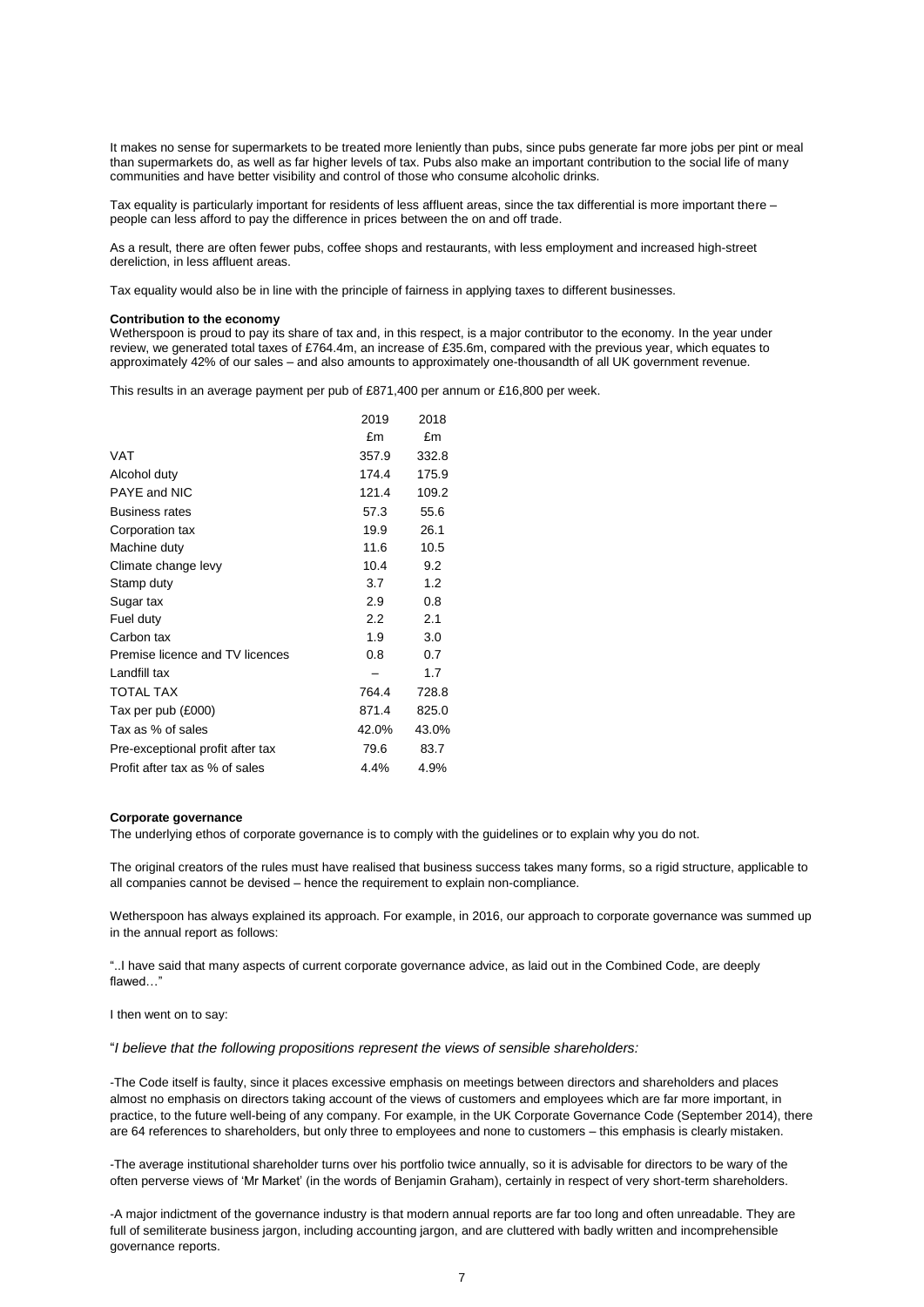It makes no sense for supermarkets to be treated more leniently than pubs, since pubs generate far more jobs per pint or meal than supermarkets do, as well as far higher levels of tax. Pubs also make an important contribution to the social life of many communities and have better visibility and control of those who consume alcoholic drinks.

Tax equality is particularly important for residents of less affluent areas, since the tax differential is more important there – people can less afford to pay the difference in prices between the on and off trade.

As a result, there are often fewer pubs, coffee shops and restaurants, with less employment and increased high-street dereliction, in less affluent areas.

Tax equality would also be in line with the principle of fairness in applying taxes to different businesses.

**Contribution to the economy**

Wetherspoon is proud to pay its share of tax and, in this respect, is a major contributor to the economy. In the year under review, we generated total taxes of £764.4m, an increase of £35.6m, compared with the previous year, which equates to approximately 42% of our sales – and also amounts to approximately one-thousandth of all UK government revenue.

This results in an average payment per pub of £871,400 per annum or £16,800 per week.

| | 2019 | 2018 |
|---|---|---|
| | £m | £m |
| VAT | 357.9 | 332.8 |
| Alcohol duty | 174.4 | 175.9 |
| PAYE and NIC | 121.4 | 109.2 |
| Business rates | 57.3 | 55.6 |
| Corporation tax | 19.9 | 26.1 |
| Machine duty | 11.6 | 10.5 |
| Climate change levy | 10.4 | 9.2 |
| Stamp duty | 3.7 | 1.2 |
| Sugar tax | 2.9 | 0.8 |
| Fuel duty | 2.2 | 2.1 |
| Carbon tax | 1.9 | 3.0 |
| Premise licence and TV licences | 0.8 | 0.7 |
| Landfill tax | – | 1.7 |
| TOTAL TAX | 764.4 | 728.8 |
| Tax per pub (£000) | 871.4 | 825.0 |
| Tax as % of sales | 42.0% | 43.0% |
| Pre-exceptional profit after tax | 79.6 | 83.7 |
| Profit after tax as % of sales | 4.4% | 4.9% |

**Corporate governance**

The underlying ethos of corporate governance is to comply with the guidelines or to explain why you do not.

The original creators of the rules must have realised that business success takes many forms, so a rigid structure, applicable to all companies cannot be devised – hence the requirement to explain non-compliance.

Wetherspoon has always explained its approach. For example, in 2016, our approach to corporate governance was summed up in the annual report as follows:

"..I have said that many aspects of current corporate governance advice, as laid out in the Combined Code, are deeply flawed…"

I then went on to say:

"*I believe that the following propositions represent the views of sensible shareholders:*

-The Code itself is faulty, since it places excessive emphasis on meetings between directors and shareholders and places almost no emphasis on directors taking account of the views of customers and employees which are far more important, in practice, to the future well-being of any company. For example, in the UK Corporate Governance Code (September 2014), there are 64 references to shareholders, but only three to employees and none to customers – this emphasis is clearly mistaken.

-The average institutional shareholder turns over his portfolio twice annually, so it is advisable for directors to be wary of the often perverse views of 'Mr Market' (in the words of Benjamin Graham), certainly in respect of very short-term shareholders.

-A major indictment of the governance industry is that modern annual reports are far too long and often unreadable. They are full of semiliterate business jargon, including accounting jargon, and are cluttered with badly written and incomprehensible governance reports.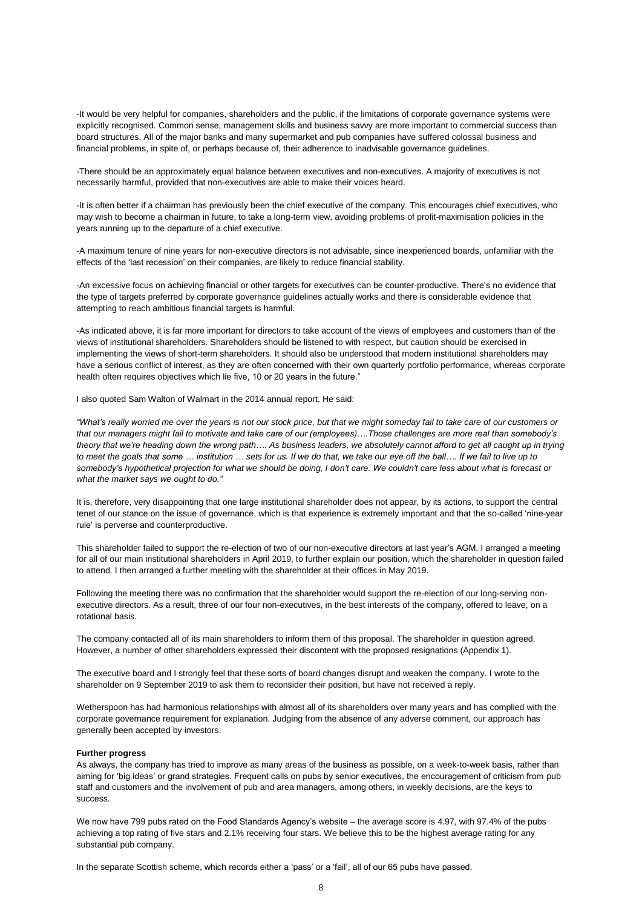-It would be very helpful for companies, shareholders and the public, if the limitations of corporate governance systems were explicitly recognised. Common sense, management skills and business savvy are more important to commercial success than board structures. All of the major banks and many supermarket and pub companies have suffered colossal business and financial problems, in spite of, or perhaps because of, their adherence to inadvisable governance guidelines.

-There should be an approximately equal balance between executives and non-executives. A majority of executives is not necessarily harmful, provided that non-executives are able to make their voices heard.

-It is often better if a chairman has previously been the chief executive of the company. This encourages chief executives, who may wish to become a chairman in future, to take a long-term view, avoiding problems of profit-maximisation policies in the years running up to the departure of a chief executive.

-A maximum tenure of nine years for non-executive directors is not advisable, since inexperienced boards, unfamiliar with the effects of the 'last recession' on their companies, are likely to reduce financial stability.

-An excessive focus on achieving financial or other targets for executives can be counter-productive. There's no evidence that the type of targets preferred by corporate governance guidelines actually works and there is considerable evidence that attempting to reach ambitious financial targets is harmful.

-As indicated above, it is far more important for directors to take account of the views of employees and customers than of the views of institutional shareholders. Shareholders should be listened to with respect, but caution should be exercised in implementing the views of short-term shareholders. It should also be understood that modern institutional shareholders may have a serious conflict of interest, as they are often concerned with their own quarterly portfolio performance, whereas corporate health often requires objectives which lie five, 10 or 20 years in the future."

I also quoted Sam Walton of Walmart in the 2014 annual report. He said:

*"What's really worried me over the years is not our stock price, but that we might someday fail to take care of our customers or that our managers might fail to motivate and take care of our (employees)….Those challenges are more real than somebody's theory that we're heading down the wrong path…. As business leaders, we absolutely cannot afford to get all caught up in trying to meet the goals that some … institution … sets for us. If we do that, we take our eye off the ball…. If we fail to live up to somebody's hypothetical projection for what we should be doing, I don't care. We couldn't care less about what is forecast or what the market says we ought to do."*

It is, therefore, very disappointing that one large institutional shareholder does not appear, by its actions, to support the central tenet of our stance on the issue of governance, which is that experience is extremely important and that the so-called 'nine-year rule' is perverse and counterproductive.

This shareholder failed to support the re-election of two of our non-executive directors at last year's AGM. I arranged a meeting for all of our main institutional shareholders in April 2019, to further explain our position, which the shareholder in question failed to attend. I then arranged a further meeting with the shareholder at their offices in May 2019.

Following the meeting there was no confirmation that the shareholder would support the re-election of our long-serving non-executive directors. As a result, three of our four non-executives, in the best interests of the company, offered to leave, on a rotational basis.

The company contacted all of its main shareholders to inform them of this proposal. The shareholder in question agreed. However, a number of other shareholders expressed their discontent with the proposed resignations (Appendix 1).

The executive board and I strongly feel that these sorts of board changes disrupt and weaken the company. I wrote to the shareholder on 9 September 2019 to ask them to reconsider their position, but have not received a reply.

Wetherspoon has had harmonious relationships with almost all of its shareholders over many years and has complied with the corporate governance requirement for explanation. Judging from the absence of any adverse comment, our approach has generally been accepted by investors.

**Further progress**

As always, the company has tried to improve as many areas of the business as possible, on a week-to-week basis, rather than aiming for 'big ideas' or grand strategies. Frequent calls on pubs by senior executives, the encouragement of criticism from pub staff and customers and the involvement of pub and area managers, among others, in weekly decisions, are the keys to success.

We now have 799 pubs rated on the Food Standards Agency's website – the average score is 4.97, with 97.4% of the pubs achieving a top rating of five stars and 2.1% receiving four stars. We believe this to be the highest average rating for any substantial pub company.

In the separate Scottish scheme, which records either a 'pass' or a 'fail', all of our 65 pubs have passed.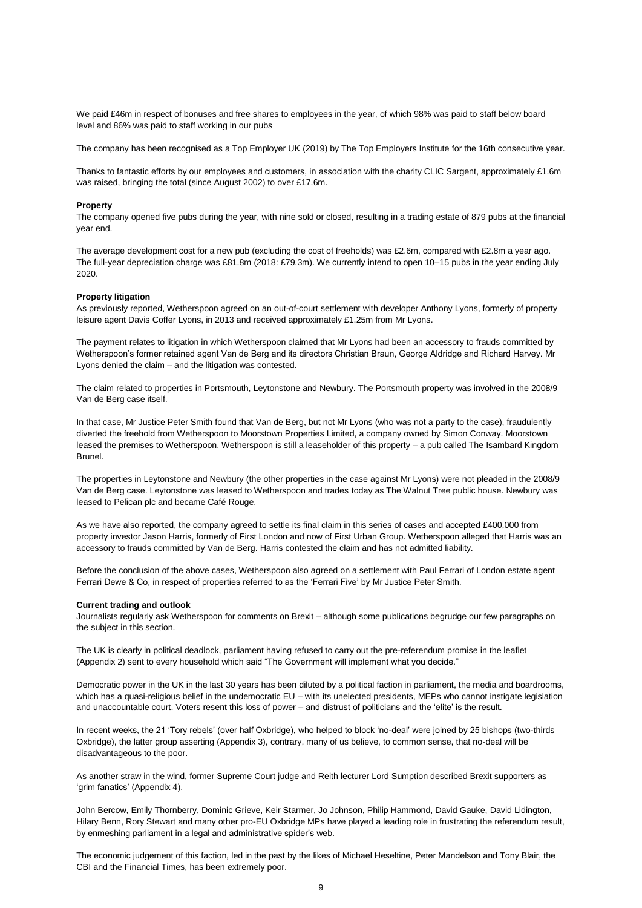We paid £46m in respect of bonuses and free shares to employees in the year, of which 98% was paid to staff below board level and 86% was paid to staff working in our pubs

The company has been recognised as a Top Employer UK (2019) by The Top Employers Institute for the 16th consecutive year.

Thanks to fantastic efforts by our employees and customers, in association with the charity CLIC Sargent, approximately £1.6m was raised, bringing the total (since August 2002) to over £17.6m.

**Property**

The company opened five pubs during the year, with nine sold or closed, resulting in a trading estate of 879 pubs at the financial year end.

The average development cost for a new pub (excluding the cost of freeholds) was £2.6m, compared with £2.8m a year ago. The full-year depreciation charge was £81.8m (2018: £79.3m). We currently intend to open 10–15 pubs in the year ending July 2020.

**Property litigation**

As previously reported, Wetherspoon agreed on an out-of-court settlement with developer Anthony Lyons, formerly of property leisure agent Davis Coffer Lyons, in 2013 and received approximately £1.25m from Mr Lyons.

The payment relates to litigation in which Wetherspoon claimed that Mr Lyons had been an accessory to frauds committed by Wetherspoon's former retained agent Van de Berg and its directors Christian Braun, George Aldridge and Richard Harvey. Mr Lyons denied the claim – and the litigation was contested.

The claim related to properties in Portsmouth, Leytonstone and Newbury. The Portsmouth property was involved in the 2008/9 Van de Berg case itself.

In that case, Mr Justice Peter Smith found that Van de Berg, but not Mr Lyons (who was not a party to the case), fraudulently diverted the freehold from Wetherspoon to Moorstown Properties Limited, a company owned by Simon Conway. Moorstown leased the premises to Wetherspoon. Wetherspoon is still a leaseholder of this property – a pub called The Isambard Kingdom Brunel.

The properties in Leytonstone and Newbury (the other properties in the case against Mr Lyons) were not pleaded in the 2008/9 Van de Berg case. Leytonstone was leased to Wetherspoon and trades today as The Walnut Tree public house. Newbury was leased to Pelican plc and became Café Rouge.

As we have also reported, the company agreed to settle its final claim in this series of cases and accepted £400,000 from property investor Jason Harris, formerly of First London and now of First Urban Group. Wetherspoon alleged that Harris was an accessory to frauds committed by Van de Berg. Harris contested the claim and has not admitted liability.

Before the conclusion of the above cases, Wetherspoon also agreed on a settlement with Paul Ferrari of London estate agent Ferrari Dewe & Co, in respect of properties referred to as the 'Ferrari Five' by Mr Justice Peter Smith.

**Current trading and outlook**

Journalists regularly ask Wetherspoon for comments on Brexit – although some publications begrudge our few paragraphs on the subject in this section.

The UK is clearly in political deadlock, parliament having refused to carry out the pre-referendum promise in the leaflet (Appendix 2) sent to every household which said "The Government will implement what you decide."

Democratic power in the UK in the last 30 years has been diluted by a political faction in parliament, the media and boardrooms, which has a quasi-religious belief in the undemocratic EU – with its unelected presidents, MEPs who cannot instigate legislation and unaccountable court. Voters resent this loss of power – and distrust of politicians and the 'elite' is the result.

In recent weeks, the 21 'Tory rebels' (over half Oxbridge), who helped to block 'no-deal' were joined by 25 bishops (two-thirds Oxbridge), the latter group asserting (Appendix 3), contrary, many of us believe, to common sense, that no-deal will be disadvantageous to the poor.

As another straw in the wind, former Supreme Court judge and Reith lecturer Lord Sumption described Brexit supporters as 'grim fanatics' (Appendix 4).

John Bercow, Emily Thornberry, Dominic Grieve, Keir Starmer, Jo Johnson, Philip Hammond, David Gauke, David Lidington, Hilary Benn, Rory Stewart and many other pro-EU Oxbridge MPs have played a leading role in frustrating the referendum result, by enmeshing parliament in a legal and administrative spider's web.

The economic judgement of this faction, led in the past by the likes of Michael Heseltine, Peter Mandelson and Tony Blair, the CBI and the Financial Times, has been extremely poor.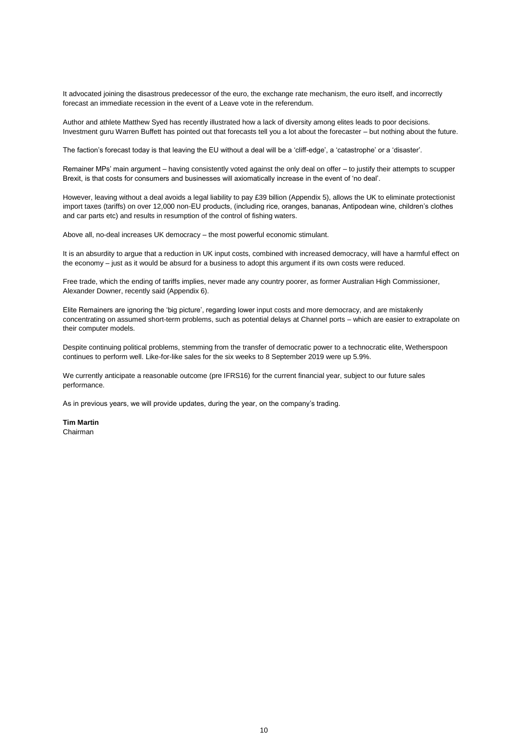It advocated joining the disastrous predecessor of the euro, the exchange rate mechanism, the euro itself, and incorrectly forecast an immediate recession in the event of a Leave vote in the referendum.

Author and athlete Matthew Syed has recently illustrated how a lack of diversity among elites leads to poor decisions. Investment guru Warren Buffett has pointed out that forecasts tell you a lot about the forecaster – but nothing about the future.

The faction's forecast today is that leaving the EU without a deal will be a 'cliff-edge', a 'catastrophe' or a 'disaster'.

Remainer MPs' main argument – having consistently voted against the only deal on offer – to justify their attempts to scupper Brexit, is that costs for consumers and businesses will axiomatically increase in the event of 'no deal'.

However, leaving without a deal avoids a legal liability to pay £39 billion (Appendix 5), allows the UK to eliminate protectionist import taxes (tariffs) on over 12,000 non-EU products, (including rice, oranges, bananas, Antipodean wine, children's clothes and car parts etc) and results in resumption of the control of fishing waters.

Above all, no-deal increases UK democracy – the most powerful economic stimulant.

It is an absurdity to argue that a reduction in UK input costs, combined with increased democracy, will have a harmful effect on the economy – just as it would be absurd for a business to adopt this argument if its own costs were reduced.

Free trade, which the ending of tariffs implies, never made any country poorer, as former Australian High Commissioner, Alexander Downer, recently said (Appendix 6).

Elite Remainers are ignoring the 'big picture', regarding lower input costs and more democracy, and are mistakenly concentrating on assumed short-term problems, such as potential delays at Channel ports – which are easier to extrapolate on their computer models.

Despite continuing political problems, stemming from the transfer of democratic power to a technocratic elite, Wetherspoon continues to perform well. Like-for-like sales for the six weeks to 8 September 2019 were up 5.9%.

We currently anticipate a reasonable outcome (pre IFRS16) for the current financial year, subject to our future sales performance.

As in previous years, we will provide updates, during the year, on the company's trading.

**Tim Martin**
Chairman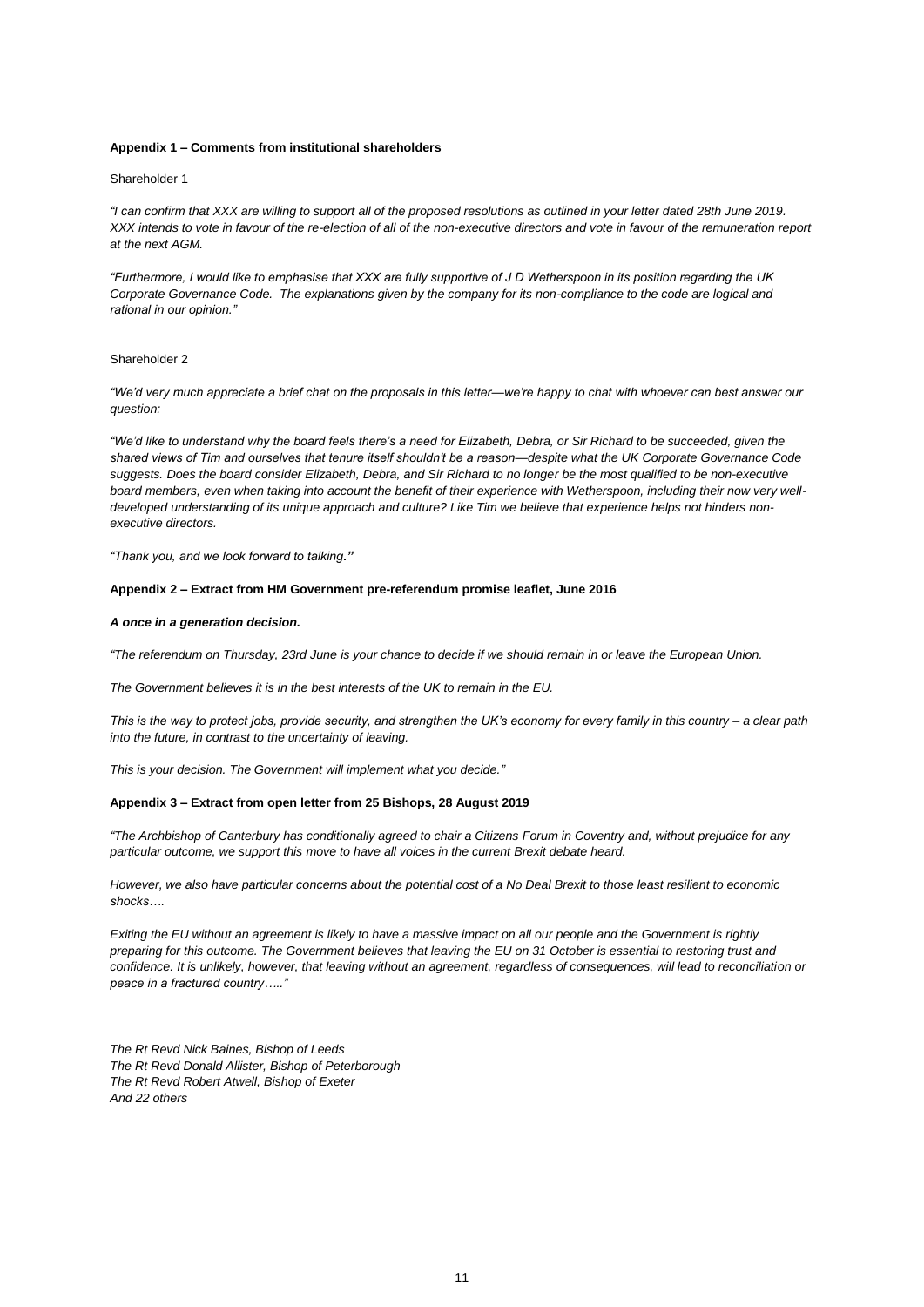**Appendix 1 – Comments from institutional shareholders**

Shareholder 1

*"I can confirm that XXX are willing to support all of the proposed resolutions as outlined in your letter dated 28th June 2019. XXX intends to vote in favour of the re-election of all of the non-executive directors and vote in favour of the remuneration report at the next AGM.*

*"Furthermore, I would like to emphasise that XXX are fully supportive of J D Wetherspoon in its position regarding the UK Corporate Governance Code. The explanations given by the company for its non-compliance to the code are logical and rational in our opinion."*

Shareholder 2

*"We'd very much appreciate a brief chat on the proposals in this letter—we're happy to chat with whoever can best answer our question:*

*"We'd like to understand why the board feels there's a need for Elizabeth, Debra, or Sir Richard to be succeeded, given the shared views of Tim and ourselves that tenure itself shouldn't be a reason—despite what the UK Corporate Governance Code suggests. Does the board consider Elizabeth, Debra, and Sir Richard to no longer be the most qualified to be non-executive board members, even when taking into account the benefit of their experience with Wetherspoon, including their now very well-developed understanding of its unique approach and culture? Like Tim we believe that experience helps not hinders non-executive directors.*

*"Thank you, and we look forward to talking."*

**Appendix 2 – Extract from HM Government pre-referendum promise leaflet, June 2016**

***A once in a generation decision.***

*"The referendum on Thursday, 23rd June is your chance to decide if we should remain in or leave the European Union.*

*The Government believes it is in the best interests of the UK to remain in the EU.*

*This is the way to protect jobs, provide security, and strengthen the UK's economy for every family in this country – a clear path into the future, in contrast to the uncertainty of leaving.*

*This is your decision. The Government will implement what you decide."*

**Appendix 3 – Extract from open letter from 25 Bishops, 28 August 2019**

*"The Archbishop of Canterbury has conditionally agreed to chair a Citizens Forum in Coventry and, without prejudice for any particular outcome, we support this move to have all voices in the current Brexit debate heard.*

*However, we also have particular concerns about the potential cost of a No Deal Brexit to those least resilient to economic shocks….*

*Exiting the EU without an agreement is likely to have a massive impact on all our people and the Government is rightly preparing for this outcome. The Government believes that leaving the EU on 31 October is essential to restoring trust and confidence. It is unlikely, however, that leaving without an agreement, regardless of consequences, will lead to reconciliation or peace in a fractured country….."*

*The Rt Revd Nick Baines, Bishop of Leeds*
*The Rt Revd Donald Allister, Bishop of Peterborough*
*The Rt Revd Robert Atwell, Bishop of Exeter*
*And 22 others*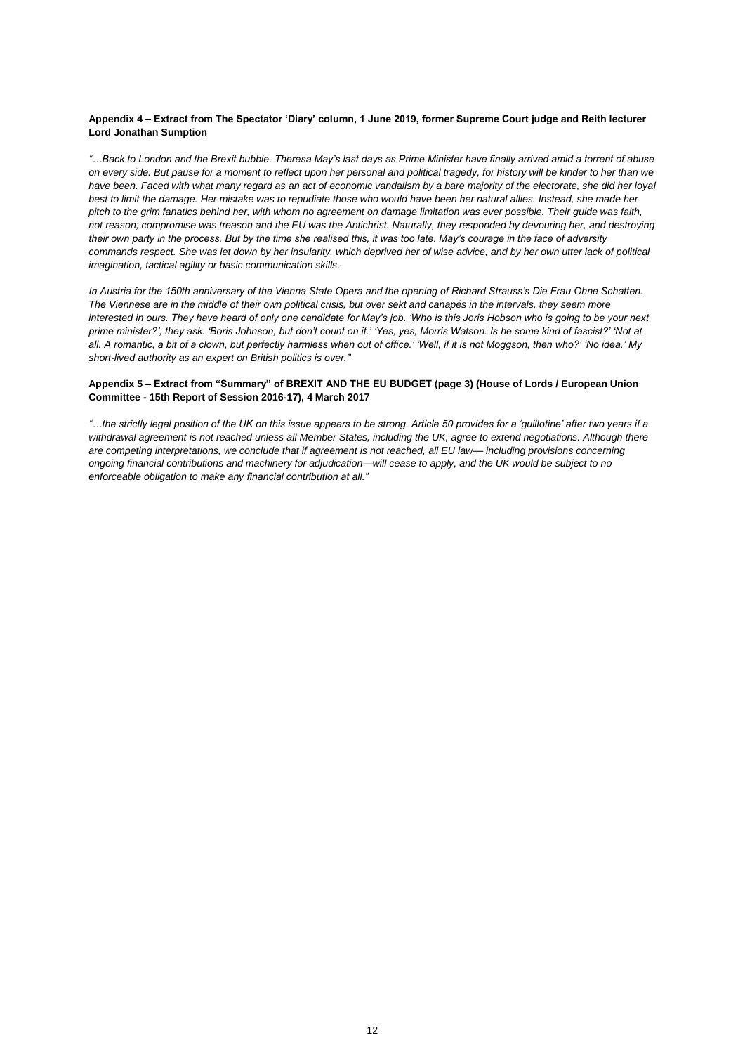**Appendix 4 – Extract from The Spectator 'Diary' column, 1 June 2019, former Supreme Court judge and Reith lecturer Lord Jonathan Sumption**

*"…Back to London and the Brexit bubble. Theresa May's last days as Prime Minister have finally arrived amid a torrent of abuse on every side. But pause for a moment to reflect upon her personal and political tragedy, for history will be kinder to her than we have been. Faced with what many regard as an act of economic vandalism by a bare majority of the electorate, she did her loyal best to limit the damage. Her mistake was to repudiate those who would have been her natural allies. Instead, she made her pitch to the grim fanatics behind her, with whom no agreement on damage limitation was ever possible. Their guide was faith, not reason; compromise was treason and the EU was the Antichrist. Naturally, they responded by devouring her, and destroying their own party in the process. But by the time she realised this, it was too late. May's courage in the face of adversity commands respect. She was let down by her insularity, which deprived her of wise advice, and by her own utter lack of political imagination, tactical agility or basic communication skills.*

*In Austria for the 150th anniversary of the Vienna State Opera and the opening of Richard Strauss's Die Frau Ohne Schatten. The Viennese are in the middle of their own political crisis, but over sekt and canapés in the intervals, they seem more interested in ours. They have heard of only one candidate for May's job. 'Who is this Joris Hobson who is going to be your next prime minister?', they ask. 'Boris Johnson, but don't count on it.' 'Yes, yes, Morris Watson. Is he some kind of fascist?' 'Not at all. A romantic, a bit of a clown, but perfectly harmless when out of office.' 'Well, if it is not Moggson, then who?' 'No idea.' My short-lived authority as an expert on British politics is over."*

**Appendix 5 – Extract from "Summary" of BREXIT AND THE EU BUDGET (page 3) (House of Lords / European Union Committee - 15th Report of Session 2016-17), 4 March 2017**

*"…the strictly legal position of the UK on this issue appears to be strong. Article 50 provides for a 'guillotine' after two years if a withdrawal agreement is not reached unless all Member States, including the UK, agree to extend negotiations. Although there are competing interpretations, we conclude that if agreement is not reached, all EU law— including provisions concerning ongoing financial contributions and machinery for adjudication—will cease to apply, and the UK would be subject to no enforceable obligation to make any financial contribution at all."*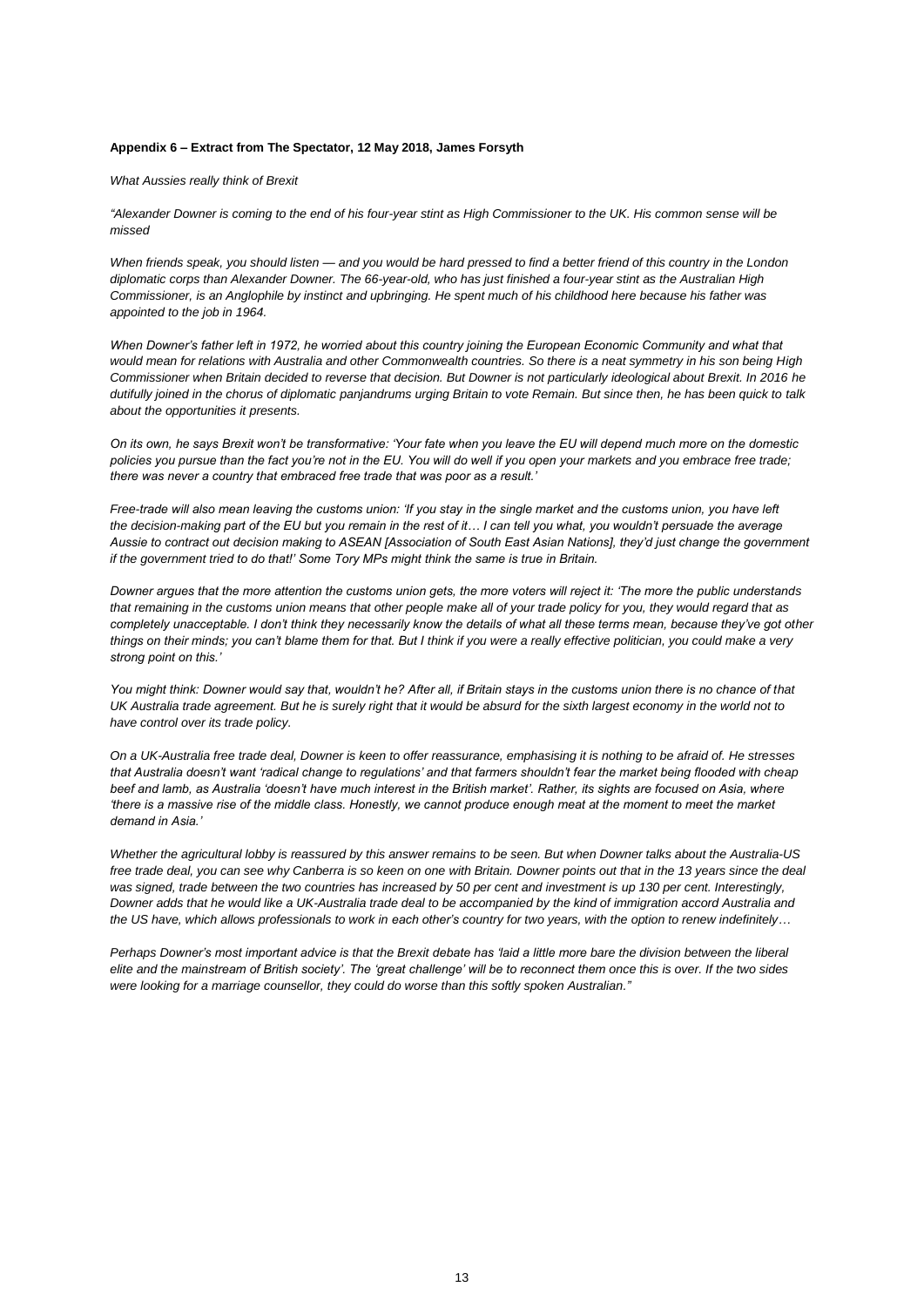**Appendix 6 – Extract from The Spectator, 12 May 2018, James Forsyth**

*What Aussies really think of Brexit*

*"Alexander Downer is coming to the end of his four-year stint as High Commissioner to the UK. His common sense will be missed*

*When friends speak, you should listen — and you would be hard pressed to find a better friend of this country in the London diplomatic corps than Alexander Downer. The 66-year-old, who has just finished a four-year stint as the Australian High Commissioner, is an Anglophile by instinct and upbringing. He spent much of his childhood here because his father was appointed to the job in 1964.*

*When Downer's father left in 1972, he worried about this country joining the European Economic Community and what that would mean for relations with Australia and other Commonwealth countries. So there is a neat symmetry in his son being High Commissioner when Britain decided to reverse that decision. But Downer is not particularly ideological about Brexit. In 2016 he dutifully joined in the chorus of diplomatic panjandrums urging Britain to vote Remain. But since then, he has been quick to talk about the opportunities it presents.*

*On its own, he says Brexit won't be transformative: 'Your fate when you leave the EU will depend much more on the domestic policies you pursue than the fact you're not in the EU. You will do well if you open your markets and you embrace free trade; there was never a country that embraced free trade that was poor as a result.'*

*Free-trade will also mean leaving the customs union: 'If you stay in the single market and the customs union, you have left the decision-making part of the EU but you remain in the rest of it… I can tell you what, you wouldn't persuade the average Aussie to contract out decision making to ASEAN [Association of South East Asian Nations], they'd just change the government if the government tried to do that!' Some Tory MPs might think the same is true in Britain.*

*Downer argues that the more attention the customs union gets, the more voters will reject it: 'The more the public understands that remaining in the customs union means that other people make all of your trade policy for you, they would regard that as completely unacceptable. I don't think they necessarily know the details of what all these terms mean, because they've got other things on their minds; you can't blame them for that. But I think if you were a really effective politician, you could make a very strong point on this.'*

*You might think: Downer would say that, wouldn't he? After all, if Britain stays in the customs union there is no chance of that UK Australia trade agreement. But he is surely right that it would be absurd for the sixth largest economy in the world not to have control over its trade policy.*

*On a UK-Australia free trade deal, Downer is keen to offer reassurance, emphasising it is nothing to be afraid of. He stresses that Australia doesn't want 'radical change to regulations' and that farmers shouldn't fear the market being flooded with cheap beef and lamb, as Australia 'doesn't have much interest in the British market'. Rather, its sights are focused on Asia, where 'there is a massive rise of the middle class. Honestly, we cannot produce enough meat at the moment to meet the market demand in Asia.'*

*Whether the agricultural lobby is reassured by this answer remains to be seen. But when Downer talks about the Australia-US free trade deal, you can see why Canberra is so keen on one with Britain. Downer points out that in the 13 years since the deal was signed, trade between the two countries has increased by 50 per cent and investment is up 130 per cent. Interestingly, Downer adds that he would like a UK-Australia trade deal to be accompanied by the kind of immigration accord Australia and the US have, which allows professionals to work in each other's country for two years, with the option to renew indefinitely…*

*Perhaps Downer's most important advice is that the Brexit debate has 'laid a little more bare the division between the liberal elite and the mainstream of British society'. The 'great challenge' will be to reconnect them once this is over. If the two sides were looking for a marriage counsellor, they could do worse than this softly spoken Australian."*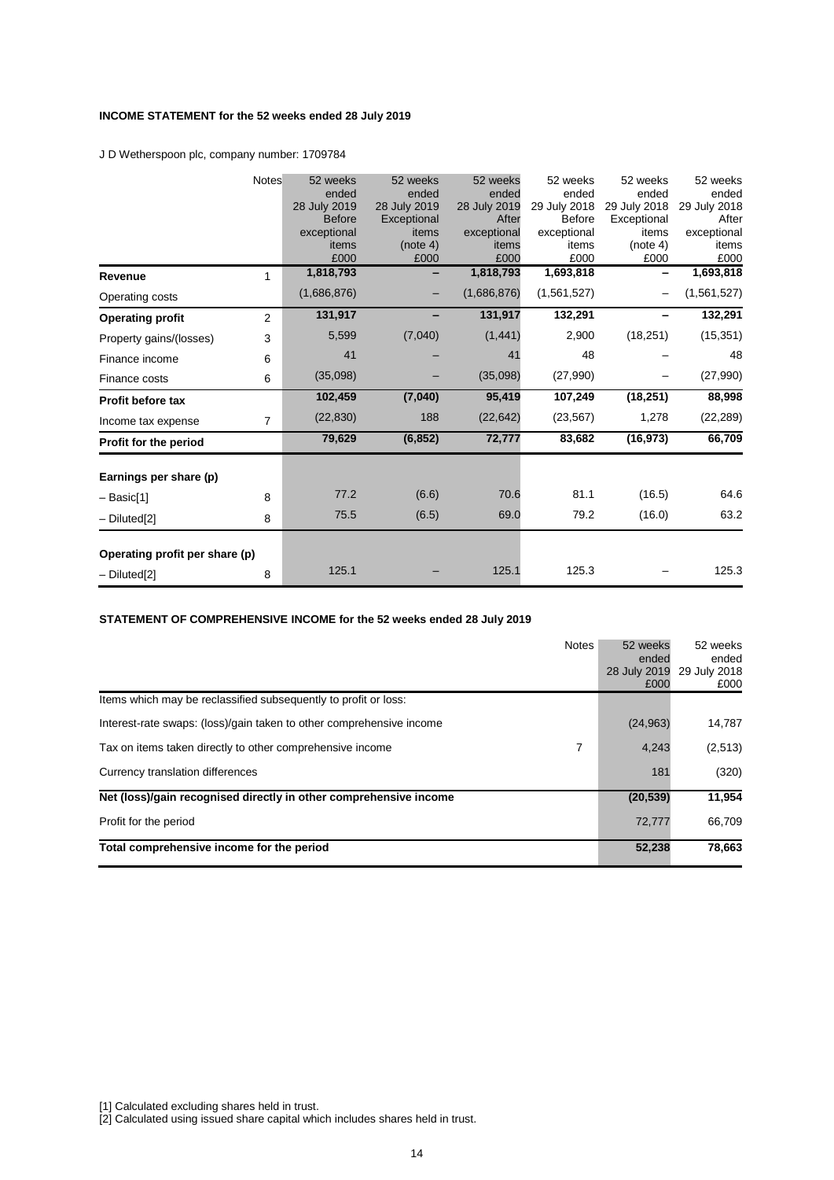**INCOME STATEMENT for the 52 weeks ended 28 July 2019**

J D Wetherspoon plc, company number: 1709784

| | Notes | 52 weeks ended 28 July 2019 Before exceptional items £000 | 52 weeks ended 28 July 2019 Exceptional items (note 4) £000 | 52 weeks ended 28 July 2019 After exceptional items £000 | 52 weeks ended 29 July 2018 Before exceptional items £000 | 52 weeks ended 29 July 2018 Exceptional items (note 4) £000 | 52 weeks ended 29 July 2018 After exceptional items £000 |
|---|---|---|---|---|---|---|---|
| **Revenue** | 1 | 1,818,793 | – | 1,818,793 | 1,693,818 | – | 1,693,818 |
| Operating costs | | (1,686,876) | – | (1,686,876) | (1,561,527) | – | (1,561,527) |
| **Operating profit** | 2 | 131,917 | – | 131,917 | 132,291 | – | 132,291 |
| Property gains/(losses) | 3 | 5,599 | (7,040) | (1,441) | 2,900 | (18,251) | (15,351) |
| Finance income | 6 | 41 | – | 41 | 48 | – | 48 |
| Finance costs | 6 | (35,098) | – | (35,098) | (27,990) | – | (27,990) |
| **Profit before tax** | | 102,459 | (7,040) | 95,419 | 107,249 | (18,251) | 88,998 |
| Income tax expense | 7 | (22,830) | 188 | (22,642) | (23,567) | 1,278 | (22,289) |
| **Profit for the period** | | 79,629 | (6,852) | 72,777 | 83,682 | (16,973) | 66,709 |
| | | | | | | | |
| **Earnings per share (p)** | | | | | | | |
| – Basic[1] | 8 | 77.2 | (6.6) | 70.6 | 81.1 | (16.5) | 64.6 |
| – Diluted[2] | 8 | 75.5 | (6.5) | 69.0 | 79.2 | (16.0) | 63.2 |
| | | | | | | | |
| **Operating profit per share (p)** | | | | | | | |
| – Diluted[2] | 8 | 125.1 | – | 125.1 | 125.3 | – | 125.3 |

**STATEMENT OF COMPREHENSIVE INCOME for the 52 weeks ended 28 July 2019**

| | Notes | 52 weeks ended 28 July 2019 £000 | 52 weeks ended 29 July 2018 £000 |
|---|---|---|---|
| Items which may be reclassified subsequently to profit or loss: | | | |
| Interest-rate swaps: (loss)/gain taken to other comprehensive income | | (24,963) | 14,787 |
| Tax on items taken directly to other comprehensive income | 7 | 4,243 | (2,513) |
| Currency translation differences | | 181 | (320) |
| **Net (loss)/gain recognised directly in other comprehensive income** | | **(20,539)** | **11,954** |
| Profit for the period | | 72,777 | 66,709 |
| **Total comprehensive income for the period** | | **52,238** | **78,663** |

[1] Calculated excluding shares held in trust.
[2] Calculated using issued share capital which includes shares held in trust.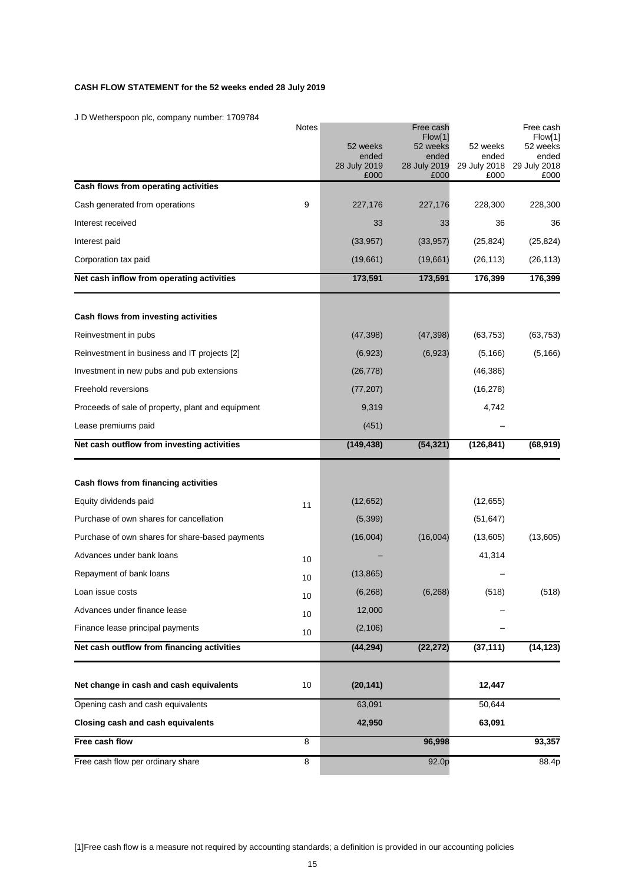**CASH FLOW STATEMENT for the 52 weeks ended 28 July 2019**

J D Wetherspoon plc, company number: 1709784

| | Notes | 52 weeks ended 28 July 2019 £000 | Free cash Flow[1] 52 weeks ended 28 July 2019 £000 | 52 weeks ended 29 July 2018 £000 | Free cash Flow[1] 52 weeks ended 29 July 2018 £000 |
|---|---|---|---|---|---|
| **Cash flows from operating activities** | | | | | |
| Cash generated from operations | 9 | 227,176 | 227,176 | 228,300 | 228,300 |
| Interest received | | 33 | 33 | 36 | 36 |
| Interest paid | | (33,957) | (33,957) | (25,824) | (25,824) |
| Corporation tax paid | | (19,661) | (19,661) | (26,113) | (26,113) |
| **Net cash inflow from operating activities** | | **173,591** | **173,591** | **176,399** | **176,399** |
| **Cash flows from investing activities** | | | | | |
| Reinvestment in pubs | | (47,398) | (47,398) | (63,753) | (63,753) |
| Reinvestment in business and IT projects [2] | | (6,923) | (6,923) | (5,166) | (5,166) |
| Investment in new pubs and pub extensions | | (26,778) | | (46,386) | |
| Freehold reversions | | (77,207) | | (16,278) | |
| Proceeds of sale of property, plant and equipment | | 9,319 | | 4,742 | |
| Lease premiums paid | | (451) | | – | |
| **Net cash outflow from investing activities** | | **(149,438)** | **(54,321)** | **(126,841)** | **(68,919)** |
| **Cash flows from financing activities** | | | | | |
| Equity dividends paid | 11 | (12,652) | | (12,655) | |
| Purchase of own shares for cancellation | | (5,399) | | (51,647) | |
| Purchase of own shares for share-based payments | | (16,004) | (16,004) | (13,605) | (13,605) |
| Advances under bank loans | 10 | – | | 41,314 | |
| Repayment of bank loans | 10 | (13,865) | | – | |
| Loan issue costs | 10 | (6,268) | (6,268) | (518) | (518) |
| Advances under finance lease | 10 | 12,000 | | – | |
| Finance lease principal payments | 10 | (2,106) | | – | |
| **Net cash outflow from financing activities** | | **(44,294)** | **(22,272)** | **(37,111)** | **(14,123)** |
| **Net change in cash and cash equivalents** | 10 | **(20,141)** | | **12,447** | |
| Opening cash and cash equivalents | | 63,091 | | 50,644 | |
| **Closing cash and cash equivalents** | | **42,950** | | **63,091** | |
| **Free cash flow** | 8 | | **96,998** | | **93,357** |
| Free cash flow per ordinary share | 8 | | 92.0p | | 88.4p |

[1]Free cash flow is a measure not required by accounting standards; a definition is provided in our accounting policies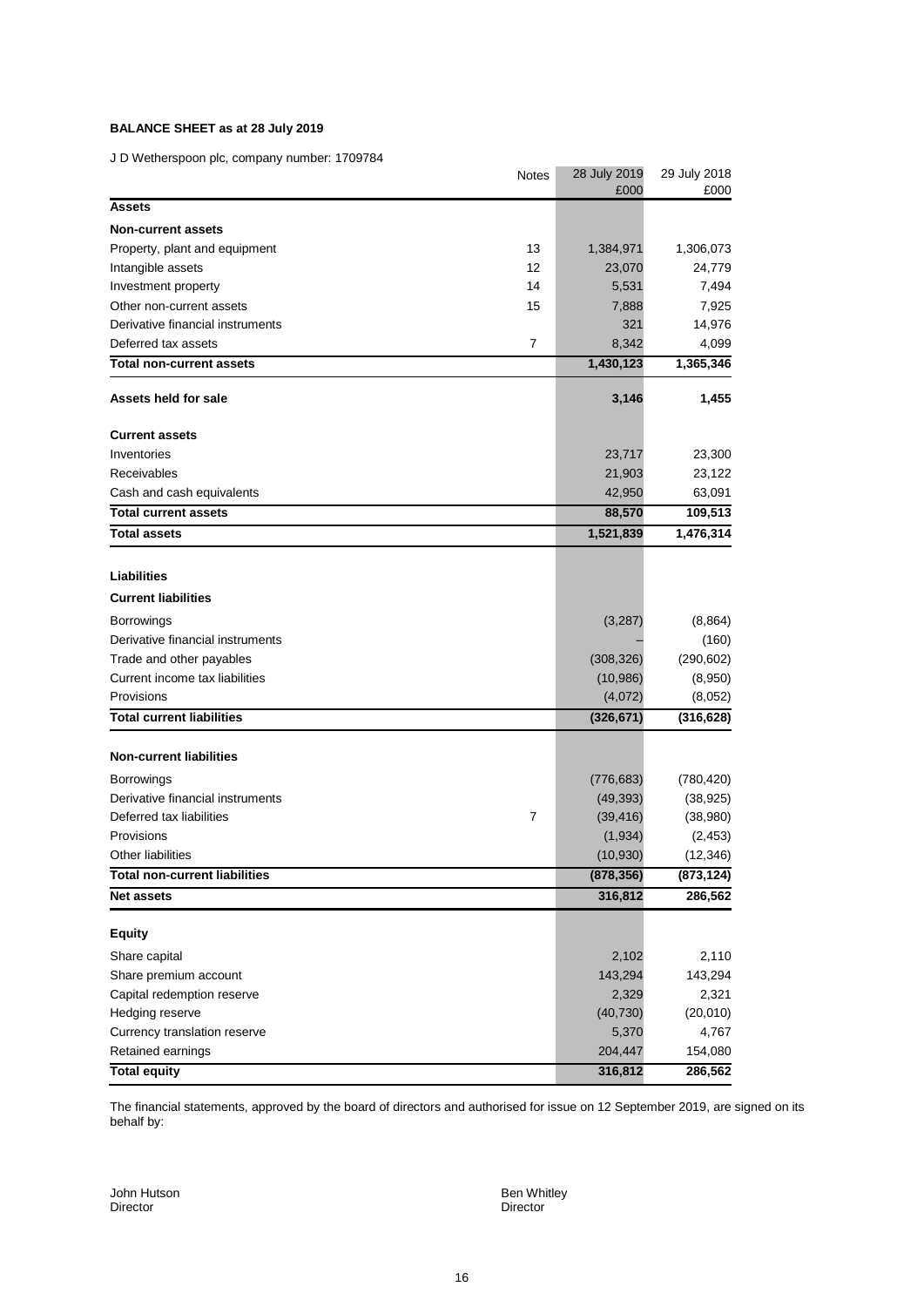**BALANCE SHEET as at 28 July 2019**

J D Wetherspoon plc, company number: 1709784

| | Notes | 28 July 2019<br>£000 | 29 July 2018<br>£000 |
|---|---|---|---|
| **Assets** | | | |
| **Non-current assets** | | | |
| Property, plant and equipment | 13 | 1,384,971 | 1,306,073 |
| Intangible assets | 12 | 23,070 | 24,779 |
| Investment property | 14 | 5,531 | 7,494 |
| Other non-current assets | 15 | 7,888 | 7,925 |
| Derivative financial instruments | | 321 | 14,976 |
| Deferred tax assets | 7 | 8,342 | 4,099 |
| **Total non-current assets** | | **1,430,123** | **1,365,346** |
| **Assets held for sale** | | **3,146** | **1,455** |
| **Current assets** | | | |
| Inventories | | 23,717 | 23,300 |
| Receivables | | 21,903 | 23,122 |
| Cash and cash equivalents | | 42,950 | 63,091 |
| **Total current assets** | | **88,570** | **109,513** |
| **Total assets** | | **1,521,839** | **1,476,314** |
| **Liabilities** | | | |
| **Current liabilities** | | | |
| Borrowings | | (3,287) | (8,864) |
| Derivative financial instruments | | – | (160) |
| Trade and other payables | | (308,326) | (290,602) |
| Current income tax liabilities | | (10,986) | (8,950) |
| Provisions | | (4,072) | (8,052) |
| **Total current liabilities** | | **(326,671)** | **(316,628)** |
| **Non-current liabilities** | | | |
| Borrowings | | (776,683) | (780,420) |
| Derivative financial instruments | | (49,393) | (38,925) |
| Deferred tax liabilities | 7 | (39,416) | (38,980) |
| Provisions | | (1,934) | (2,453) |
| Other liabilities | | (10,930) | (12,346) |
| **Total non-current liabilities** | | **(878,356)** | **(873,124)** |
| **Net assets** | | **316,812** | **286,562** |
| **Equity** | | | |
| Share capital | | 2,102 | 2,110 |
| Share premium account | | 143,294 | 143,294 |
| Capital redemption reserve | | 2,329 | 2,321 |
| Hedging reserve | | (40,730) | (20,010) |
| Currency translation reserve | | 5,370 | 4,767 |
| Retained earnings | | 204,447 | 154,080 |
| **Total equity** | | **316,812** | **286,562** |

The financial statements, approved by the board of directors and authorised for issue on 12 September 2019, are signed on its behalf by:

John Hutson
Director

Ben Whitley
Director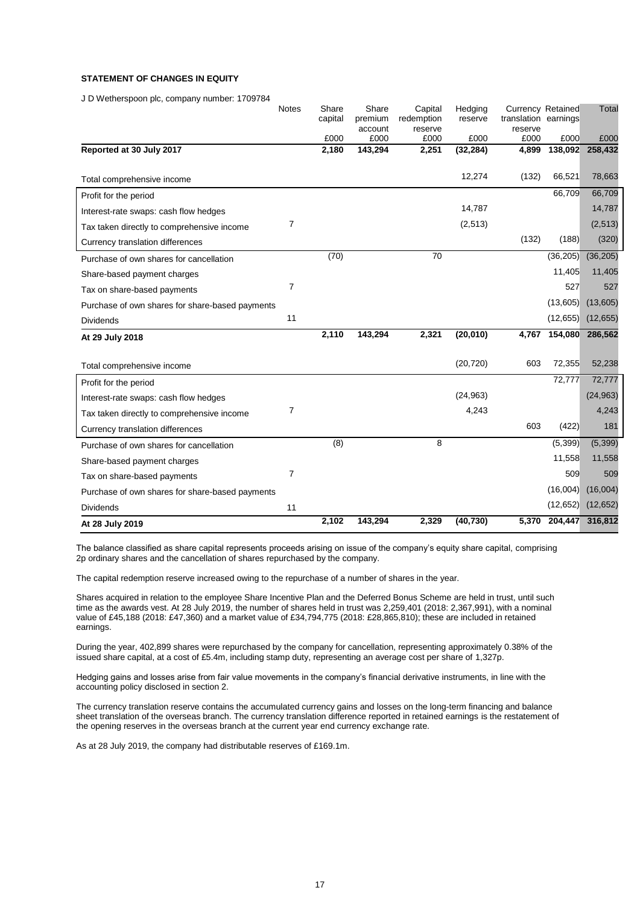**STATEMENT OF CHANGES IN EQUITY**

J D Wetherspoon plc, company number: 1709784

| | Notes | Share capital | Share premium account | Capital redemption reserve | Hedging reserve | Currency translation reserve | Retained earnings | Total |
|---|---|---|---|---|---|---|---|---|
| | | £000 | £000 | £000 | £000 | £000 | £000 | £000 |
| **Reported at 30 July 2017** | | **2,180** | **143,294** | **2,251** | **(32,284)** | **4,899** | **138,092** | **258,432** |
| Total comprehensive income | | | | | 12,274 | (132) | 66,521 | 78,663 |
| Profit for the period | | | | | | | 66,709 | 66,709 |
| Interest-rate swaps: cash flow hedges | | | | | 14,787 | | | 14,787 |
| Tax taken directly to comprehensive income | 7 | | | | (2,513) | | | (2,513) |
| Currency translation differences | | | | | | (132) | (188) | (320) |
| Purchase of own shares for cancellation | | (70) | | 70 | | | (36,205) | (36,205) |
| Share-based payment charges | | | | | | | 11,405 | 11,405 |
| Tax on share-based payments | 7 | | | | | | 527 | 527 |
| Purchase of own shares for share-based payments | | | | | | | (13,605) | (13,605) |
| Dividends | 11 | | | | | | (12,655) | (12,655) |
| **At 29 July 2018** | | **2,110** | **143,294** | **2,321** | **(20,010)** | **4,767** | **154,080** | **286,562** |
| Total comprehensive income | | | | | (20,720) | 603 | 72,355 | 52,238 |
| Profit for the period | | | | | | | 72,777 | 72,777 |
| Interest-rate swaps: cash flow hedges | | | | | (24,963) | | | (24,963) |
| Tax taken directly to comprehensive income | 7 | | | | 4,243 | | | 4,243 |
| Currency translation differences | | | | | | 603 | (422) | 181 |
| Purchase of own shares for cancellation | | (8) | | 8 | | | (5,399) | (5,399) |
| Share-based payment charges | | | | | | | 11,558 | 11,558 |
| Tax on share-based payments | 7 | | | | | | 509 | 509 |
| Purchase of own shares for share-based payments | | | | | | | (16,004) | (16,004) |
| Dividends | 11 | | | | | | (12,652) | (12,652) |
| **At 28 July 2019** | | **2,102** | **143,294** | **2,329** | **(40,730)** | **5,370** | **204,447** | **316,812** |

The balance classified as share capital represents proceeds arising on issue of the company's equity share capital, comprising 2p ordinary shares and the cancellation of shares repurchased by the company.

The capital redemption reserve increased owing to the repurchase of a number of shares in the year.

Shares acquired in relation to the employee Share Incentive Plan and the Deferred Bonus Scheme are held in trust, until such time as the awards vest. At 28 July 2019, the number of shares held in trust was 2,259,401 (2018: 2,367,991), with a nominal value of £45,188 (2018: £47,360) and a market value of £34,794,775 (2018: £28,865,810); these are included in retained earnings.

During the year, 402,899 shares were repurchased by the company for cancellation, representing approximately 0.38% of the issued share capital, at a cost of £5.4m, including stamp duty, representing an average cost per share of 1,327p.

Hedging gains and losses arise from fair value movements in the company's financial derivative instruments, in line with the accounting policy disclosed in section 2.

The currency translation reserve contains the accumulated currency gains and losses on the long-term financing and balance sheet translation of the overseas branch. The currency translation difference reported in retained earnings is the restatement of the opening reserves in the overseas branch at the current year end currency exchange rate.

As at 28 July 2019, the company had distributable reserves of £169.1m.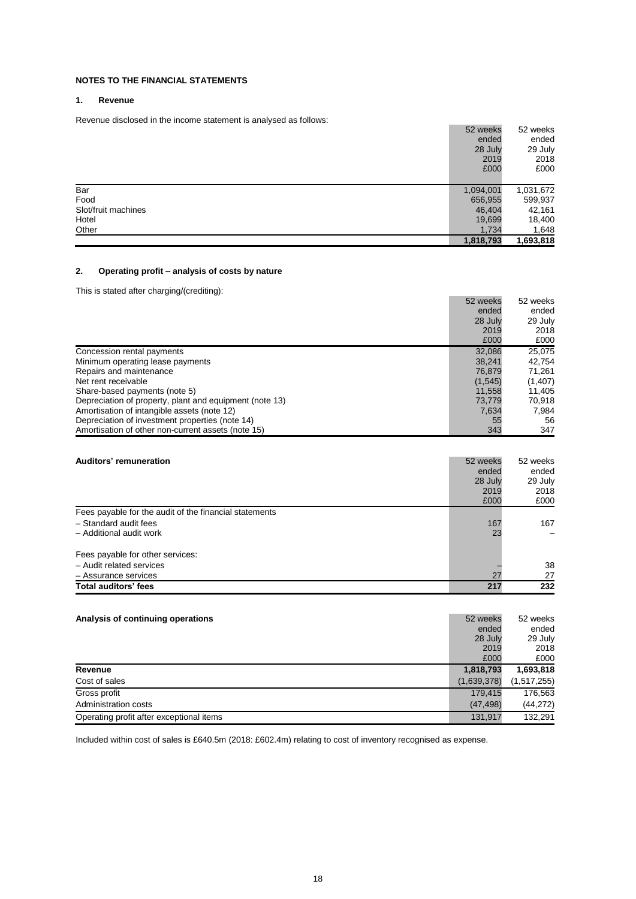**NOTES TO THE FINANCIAL STATEMENTS**

**1. Revenue**

Revenue disclosed in the income statement is analysed as follows:

| | 52 weeks ended 28 July 2019 £000 | 52 weeks ended 29 July 2018 £000 |
|---|---|---|
| Bar | 1,094,001 | 1,031,672 |
| Food | 656,955 | 599,937 |
| Slot/fruit machines | 46,404 | 42,161 |
| Hotel | 19,699 | 18,400 |
| Other | 1,734 | 1,648 |
| | **1,818,793** | **1,693,818** |

**2. Operating profit – analysis of costs by nature**

This is stated after charging/(crediting):

| | 52 weeks ended 28 July 2019 £000 | 52 weeks ended 29 July 2018 £000 |
|---|---|---|
| Concession rental payments | 32,086 | 25,075 |
| Minimum operating lease payments | 38,241 | 42,754 |
| Repairs and maintenance | 76,879 | 71,261 |
| Net rent receivable | (1,545) | (1,407) |
| Share-based payments (note 5) | 11,558 | 11,405 |
| Depreciation of property, plant and equipment (note 13) | 73,779 | 70,918 |
| Amortisation of intangible assets (note 12) | 7,634 | 7,984 |
| Depreciation of investment properties (note 14) | 55 | 56 |
| Amortisation of other non-current assets (note 15) | 343 | 347 |

| **Auditors' remuneration** | 52 weeks ended 28 July 2019 £000 | 52 weeks ended 29 July 2018 £000 |
|---|---|---|
| Fees payable for the audit of the financial statements | | |
| – Standard audit fees | 167 | 167 |
| – Additional audit work | 23 | – |
| | | |
| Fees payable for other services: | | |
| – Audit related services | – | 38 |
| – Assurance services | 27 | 27 |
| **Total auditors' fees** | **217** | **232** |

| **Analysis of continuing operations** | 52 weeks ended 28 July 2019 £000 | 52 weeks ended 29 July 2018 £000 |
|---|---|---|
| **Revenue** | **1,818,793** | **1,693,818** |
| Cost of sales | (1,639,378) | (1,517,255) |
| Gross profit | 179,415 | 176,563 |
| Administration costs | (47,498) | (44,272) |
| Operating profit after exceptional items | 131,917 | 132,291 |

Included within cost of sales is £640.5m (2018: £602.4m) relating to cost of inventory recognised as expense.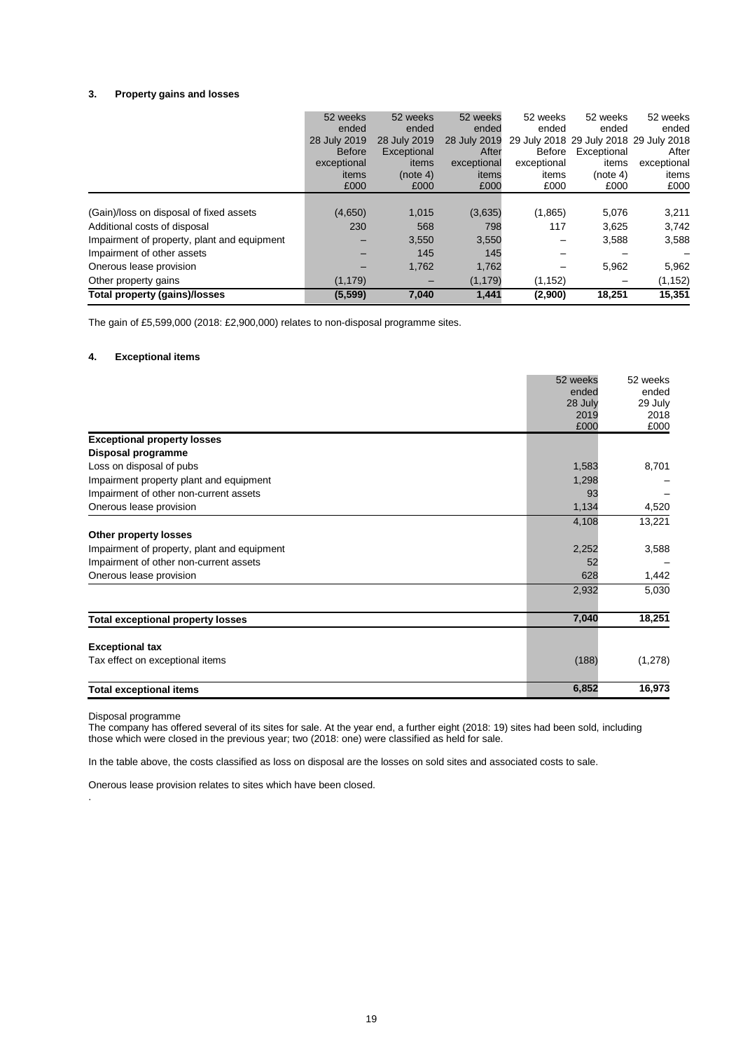### 3. Property gains and losses

| | 52 weeks ended 28 July 2019 Before exceptional items £000 | 52 weeks ended 28 July 2019 Exceptional items (note 4) £000 | 52 weeks ended 28 July 2019 After exceptional items £000 | 52 weeks ended 29 July 2018 Before exceptional items £000 | 52 weeks ended 29 July 2018 Exceptional items (note 4) £000 | 52 weeks ended 29 July 2018 After exceptional items £000 |
|---|---|---|---|---|---|---|
| (Gain)/loss on disposal of fixed assets | (4,650) | 1,015 | (3,635) | (1,865) | 5,076 | 3,211 |
| Additional costs of disposal | 230 | 568 | 798 | 117 | 3,625 | 3,742 |
| Impairment of property, plant and equipment | – | 3,550 | 3,550 | – | 3,588 | 3,588 |
| Impairment of other assets | – | 145 | 145 | – | – | – |
| Onerous lease provision | – | 1,762 | 1,762 | – | 5,962 | 5,962 |
| Other property gains | (1,179) | – | (1,179) | (1,152) | – | (1,152) |
| **Total property (gains)/losses** | **(5,599)** | **7,040** | **1,441** | **(2,900)** | **18,251** | **15,351** |

The gain of £5,599,000 (2018: £2,900,000) relates to non-disposal programme sites.

### 4. Exceptional items

| | 52 weeks ended 28 July 2019 £000 | 52 weeks ended 29 July 2018 £000 |
|---|---|---|
| **Exceptional property losses** | | |
| **Disposal programme** | | |
| Loss on disposal of pubs | 1,583 | 8,701 |
| Impairment property plant and equipment | 1,298 | – |
| Impairment of other non-current assets | 93 | – |
| Onerous lease provision | 1,134 | 4,520 |
| | 4,108 | 13,221 |
| **Other property losses** | | |
| Impairment of property, plant and equipment | 2,252 | 3,588 |
| Impairment of other non-current assets | 52 | – |
| Onerous lease provision | 628 | 1,442 |
| | 2,932 | 5,030 |
| **Total exceptional property losses** | **7,040** | **18,251** |
| **Exceptional tax** | | |
| Tax effect on exceptional items | (188) | (1,278) |
| **Total exceptional items** | **6,852** | **16,973** |

Disposal programme
The company has offered several of its sites for sale. At the year end, a further eight (2018: 19) sites had been sold, including those which were closed in the previous year; two (2018: one) were classified as held for sale.

In the table above, the costs classified as loss on disposal are the losses on sold sites and associated costs to sale.

Onerous lease provision relates to sites which have been closed.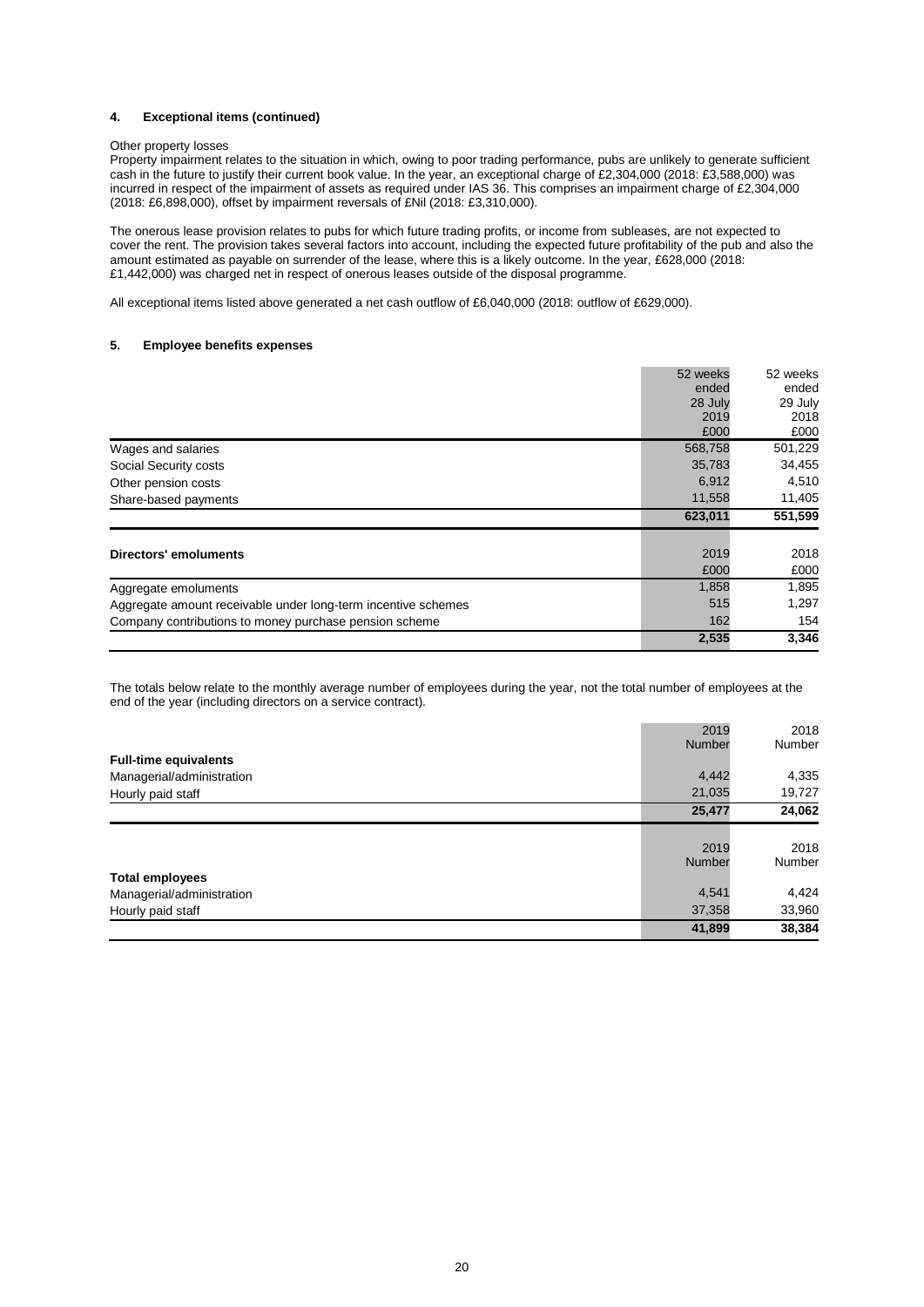## 4. Exceptional items (continued)

Other property losses

Property impairment relates to the situation in which, owing to poor trading performance, pubs are unlikely to generate sufficient cash in the future to justify their current book value. In the year, an exceptional charge of £2,304,000 (2018: £3,588,000) was incurred in respect of the impairment of assets as required under IAS 36. This comprises an impairment charge of £2,304,000 (2018: £6,898,000), offset by impairment reversals of £Nil (2018: £3,310,000).

The onerous lease provision relates to pubs for which future trading profits, or income from subleases, are not expected to cover the rent. The provision takes several factors into account, including the expected future profitability of the pub and also the amount estimated as payable on surrender of the lease, where this is a likely outcome. In the year, £628,000 (2018: £1,442,000) was charged net in respect of onerous leases outside of the disposal programme.

All exceptional items listed above generated a net cash outflow of £6,040,000 (2018: outflow of £629,000).

## 5. Employee benefits expenses

| | 52 weeks ended 28 July 2019 £000 | 52 weeks ended 29 July 2018 £000 |
|---|---|---|
| Wages and salaries | 568,758 | 501,229 |
| Social Security costs | 35,783 | 34,455 |
| Other pension costs | 6,912 | 4,510 |
| Share-based payments | 11,558 | 11,405 |
| | **623,011** | **551,599** |

| **Directors' emoluments** | 2019 £000 | 2018 £000 |
|---|---|---|
| Aggregate emoluments | 1,858 | 1,895 |
| Aggregate amount receivable under long-term incentive schemes | 515 | 1,297 |
| Company contributions to money purchase pension scheme | 162 | 154 |
| | **2,535** | **3,346** |

The totals below relate to the monthly average number of employees during the year, not the total number of employees at the end of the year (including directors on a service contract).

| | 2019 Number | 2018 Number |
|---|---|---|
| **Full-time equivalents** | | |
| Managerial/administration | 4,442 | 4,335 |
| Hourly paid staff | 21,035 | 19,727 |
| | **25,477** | **24,062** |

| | 2019 Number | 2018 Number |
|---|---|---|
| **Total employees** | | |
| Managerial/administration | 4,541 | 4,424 |
| Hourly paid staff | 37,358 | 33,960 |
| | **41,899** | **38,384** |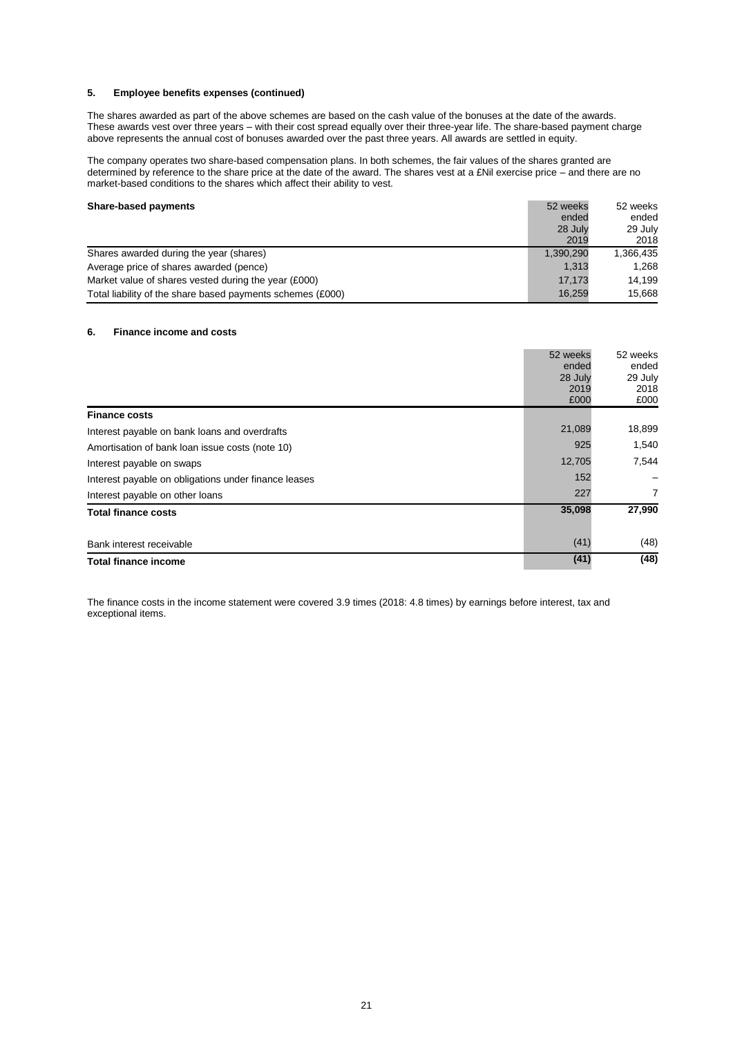### 5. Employee benefits expenses (continued)

The shares awarded as part of the above schemes are based on the cash value of the bonuses at the date of the awards. These awards vest over three years – with their cost spread equally over their three-year life. The share-based payment charge above represents the annual cost of bonuses awarded over the past three years. All awards are settled in equity.

The company operates two share-based compensation plans. In both schemes, the fair values of the shares granted are determined by reference to the share price at the date of the award. The shares vest at a £Nil exercise price – and there are no market-based conditions to the shares which affect their ability to vest.

| Share-based payments | 52 weeks ended 28 July 2019 | 52 weeks ended 29 July 2018 |
|---|---|---|
| Shares awarded during the year (shares) | 1,390,290 | 1,366,435 |
| Average price of shares awarded (pence) | 1,313 | 1,268 |
| Market value of shares vested during the year (£000) | 17,173 | 14,199 |
| Total liability of the share based payments schemes (£000) | 16,259 | 15,668 |

### 6. Finance income and costs

| | 52 weeks ended 28 July 2019 £000 | 52 weeks ended 29 July 2018 £000 |
|---|---|---|
| **Finance costs** | | |
| Interest payable on bank loans and overdrafts | 21,089 | 18,899 |
| Amortisation of bank loan issue costs (note 10) | 925 | 1,540 |
| Interest payable on swaps | 12,705 | 7,544 |
| Interest payable on obligations under finance leases | 152 | – |
| Interest payable on other loans | 227 | 7 |
| **Total finance costs** | **35,098** | **27,990** |
| | | |
| Bank interest receivable | (41) | (48) |
| **Total finance income** | **(41)** | **(48)** |

The finance costs in the income statement were covered 3.9 times (2018: 4.8 times) by earnings before interest, tax and exceptional items.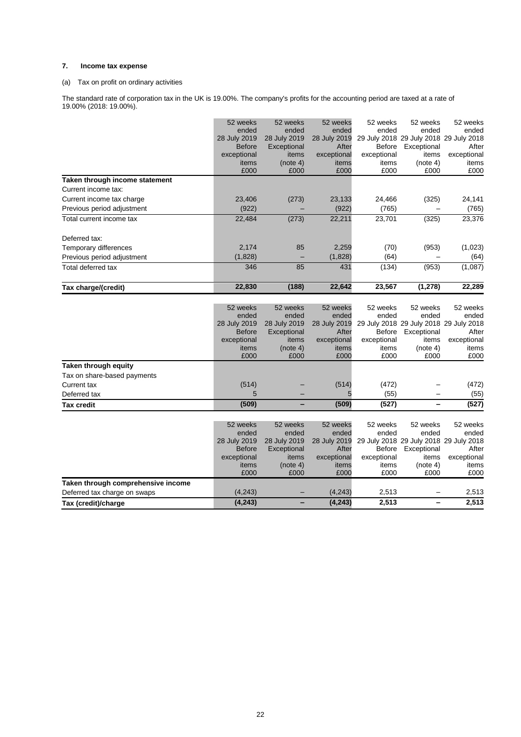## 7. Income tax expense

(a) Tax on profit on ordinary activities

The standard rate of corporation tax in the UK is 19.00%. The company's profits for the accounting period are taxed at a rate of 19.00% (2018: 19.00%).

| | 52 weeks ended 28 July 2019 Before exceptional items £000 | 52 weeks ended 28 July 2019 Exceptional items (note 4) £000 | 52 weeks ended 28 July 2019 After exceptional items £000 | 52 weeks ended 29 July 2018 Before exceptional items £000 | 52 weeks ended 29 July 2018 Exceptional items (note 4) £000 | 52 weeks ended 29 July 2018 After exceptional items £000 |
|---|---|---|---|---|---|---|
| **Taken through income statement** | | | | | | |
| Current income tax: | | | | | | |
| Current income tax charge | 23,406 | (273) | 23,133 | 24,466 | (325) | 24,141 |
| Previous period adjustment | (922) | – | (922) | (765) | – | (765) |
| Total current income tax | 22,484 | (273) | 22,211 | 23,701 | (325) | 23,376 |
| Deferred tax: | | | | | | |
| Temporary differences | 2,174 | 85 | 2,259 | (70) | (953) | (1,023) |
| Previous period adjustment | (1,828) | – | (1,828) | (64) | – | (64) |
| Total deferred tax | 346 | 85 | 431 | (134) | (953) | (1,087) |
| **Tax charge/(credit)** | **22,830** | **(188)** | **22,642** | **23,567** | **(1,278)** | **22,289** |

| | 52 weeks ended 28 July 2019 Before exceptional items £000 | 52 weeks ended 28 July 2019 Exceptional items (note 4) £000 | 52 weeks ended 28 July 2019 After exceptional items £000 | 52 weeks ended 29 July 2018 Before exceptional items £000 | 52 weeks ended 29 July 2018 Exceptional items (note 4) £000 | 52 weeks ended 29 July 2018 After exceptional items £000 |
|---|---|---|---|---|---|---|
| **Taken through equity** | | | | | | |
| Tax on share-based payments | | | | | | |
| Current tax | (514) | – | (514) | (472) | – | (472) |
| Deferred tax | 5 | – | 5 | (55) | – | (55) |
| **Tax credit** | **(509)** | **–** | **(509)** | **(527)** | **–** | **(527)** |

| | 52 weeks ended 28 July 2019 Before exceptional items £000 | 52 weeks ended 28 July 2019 Exceptional items (note 4) £000 | 52 weeks ended 28 July 2019 After exceptional items £000 | 52 weeks ended 29 July 2018 Before exceptional items £000 | 52 weeks ended 29 July 2018 Exceptional items (note 4) £000 | 52 weeks ended 29 July 2018 After exceptional items £000 |
|---|---|---|---|---|---|---|
| **Taken through comprehensive income** | | | | | | |
| Deferred tax charge on swaps | (4,243) | – | (4,243) | 2,513 | – | 2,513 |
| **Tax (credit)/charge** | **(4,243)** | **–** | **(4,243)** | **2,513** | **–** | **2,513** |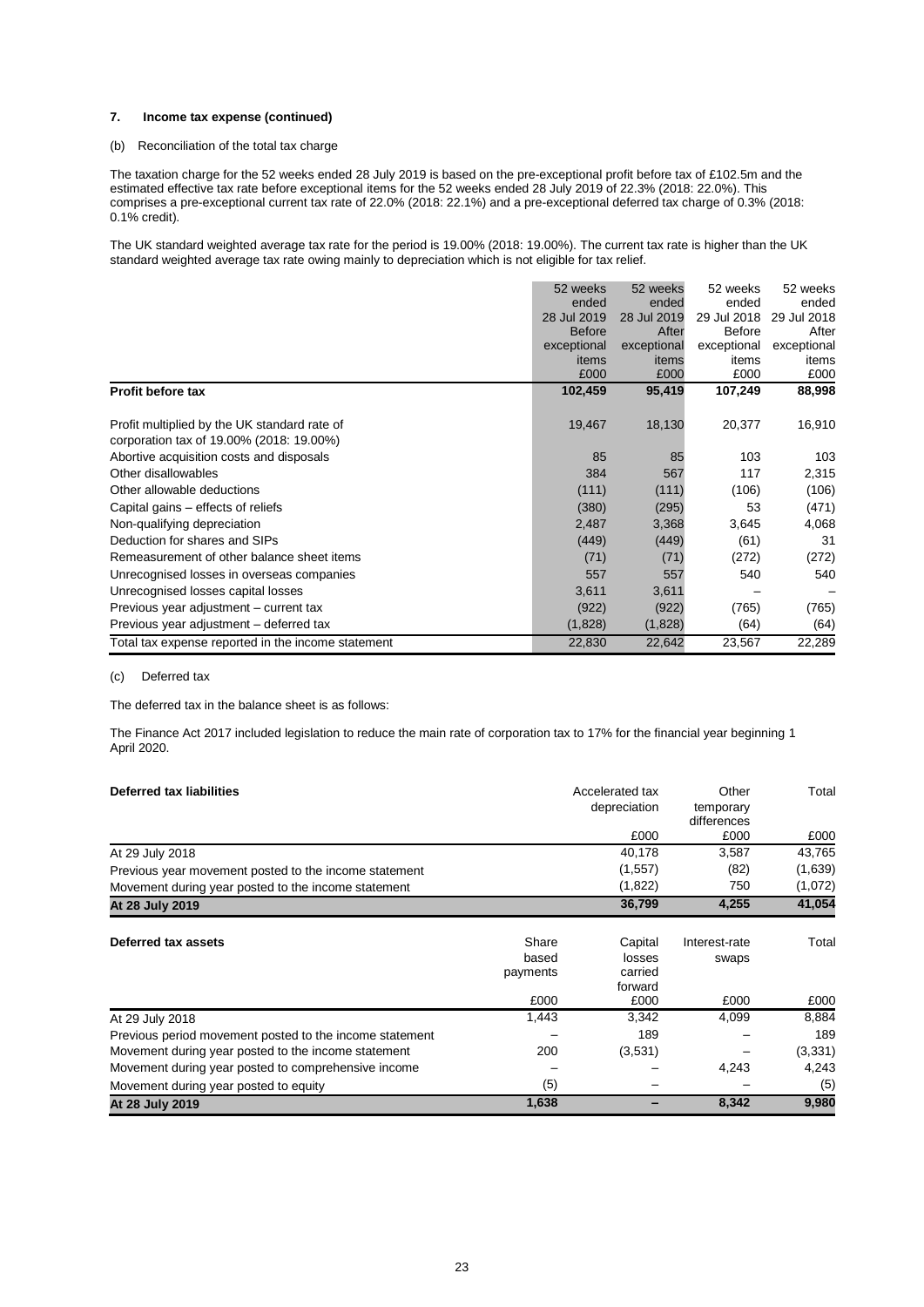### 7. Income tax expense (continued)

(b) Reconciliation of the total tax charge

The taxation charge for the 52 weeks ended 28 July 2019 is based on the pre-exceptional profit before tax of £102.5m and the estimated effective tax rate before exceptional items for the 52 weeks ended 28 July 2019 of 22.3% (2018: 22.0%). This comprises a pre-exceptional current tax rate of 22.0% (2018: 22.1%) and a pre-exceptional deferred tax charge of 0.3% (2018: 0.1% credit).

The UK standard weighted average tax rate for the period is 19.00% (2018: 19.00%). The current tax rate is higher than the UK standard weighted average tax rate owing mainly to depreciation which is not eligible for tax relief.

| | 52 weeks ended 28 Jul 2019 Before exceptional items £000 | 52 weeks ended 28 Jul 2019 After exceptional items £000 | 52 weeks ended 29 Jul 2018 Before exceptional items £000 | 52 weeks ended 29 Jul 2018 After exceptional items £000 |
|---|---|---|---|---|
| **Profit before tax** | **102,459** | **95,419** | **107,249** | **88,998** |
| Profit multiplied by the UK standard rate of corporation tax of 19.00% (2018: 19.00%) | 19,467 | 18,130 | 20,377 | 16,910 |
| Abortive acquisition costs and disposals | 85 | 85 | 103 | 103 |
| Other disallowables | 384 | 567 | 117 | 2,315 |
| Other allowable deductions | (111) | (111) | (106) | (106) |
| Capital gains – effects of reliefs | (380) | (295) | 53 | (471) |
| Non-qualifying depreciation | 2,487 | 3,368 | 3,645 | 4,068 |
| Deduction for shares and SIPs | (449) | (449) | (61) | 31 |
| Remeasurement of other balance sheet items | (71) | (71) | (272) | (272) |
| Unrecognised losses in overseas companies | 557 | 557 | 540 | 540 |
| Unrecognised losses capital losses | 3,611 | 3,611 | – | – |
| Previous year adjustment – current tax | (922) | (922) | (765) | (765) |
| Previous year adjustment – deferred tax | (1,828) | (1,828) | (64) | (64) |
| Total tax expense reported in the income statement | 22,830 | 22,642 | 23,567 | 22,289 |

(c) Deferred tax

The deferred tax in the balance sheet is as follows:

The Finance Act 2017 included legislation to reduce the main rate of corporation tax to 17% for the financial year beginning 1 April 2020.

| **Deferred tax liabilities** | Accelerated tax depreciation £000 | Other temporary differences £000 | Total £000 |
|---|---|---|---|
| At 29 July 2018 | 40,178 | 3,587 | 43,765 |
| Previous year movement posted to the income statement | (1,557) | (82) | (1,639) |
| Movement during year posted to the income statement | (1,822) | 750 | (1,072) |
| **At 28 July 2019** | **36,799** | **4,255** | **41,054** |

| **Deferred tax assets** | Share based payments £000 | Capital losses carried forward £000 | Interest-rate swaps £000 | Total £000 |
|---|---|---|---|---|
| At 29 July 2018 | 1,443 | 3,342 | 4,099 | 8,884 |
| Previous period movement posted to the income statement | – | 189 | – | 189 |
| Movement during year posted to the income statement | 200 | (3,531) | – | (3,331) |
| Movement during year posted to comprehensive income | – | – | 4,243 | 4,243 |
| Movement during year posted to equity | (5) | – | – | (5) |
| **At 28 July 2019** | **1,638** | **–** | **8,342** | **9,980** |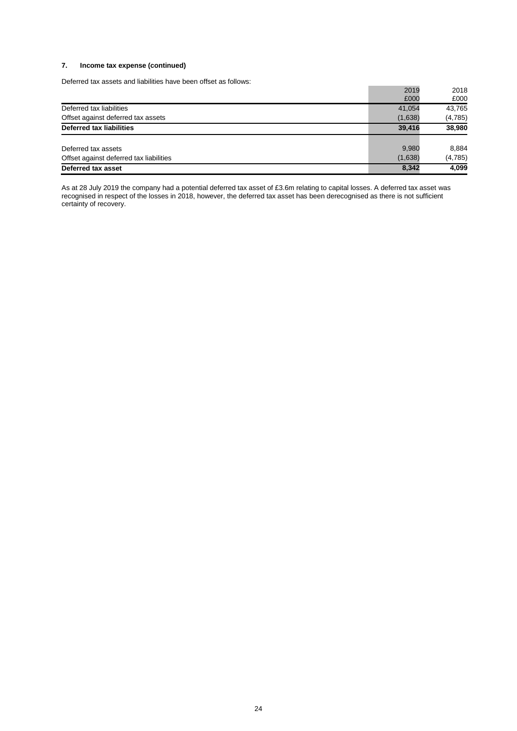### 7. Income tax expense (continued)

Deferred tax assets and liabilities have been offset as follows:

| | 2019 £000 | 2018 £000 |
|---|---|---|
| Deferred tax liabilities | 41,054 | 43,765 |
| Offset against deferred tax assets | (1,638) | (4,785) |
| **Deferred tax liabilities** | **39,416** | **38,980** |
| | | |
| Deferred tax assets | 9,980 | 8,884 |
| Offset against deferred tax liabilities | (1,638) | (4,785) |
| **Deferred tax asset** | **8,342** | **4,099** |

As at 28 July 2019 the company had a potential deferred tax asset of £3.6m relating to capital losses. A deferred tax asset was recognised in respect of the losses in 2018, however, the deferred tax asset has been derecognised as there is not sufficient certainty of recovery.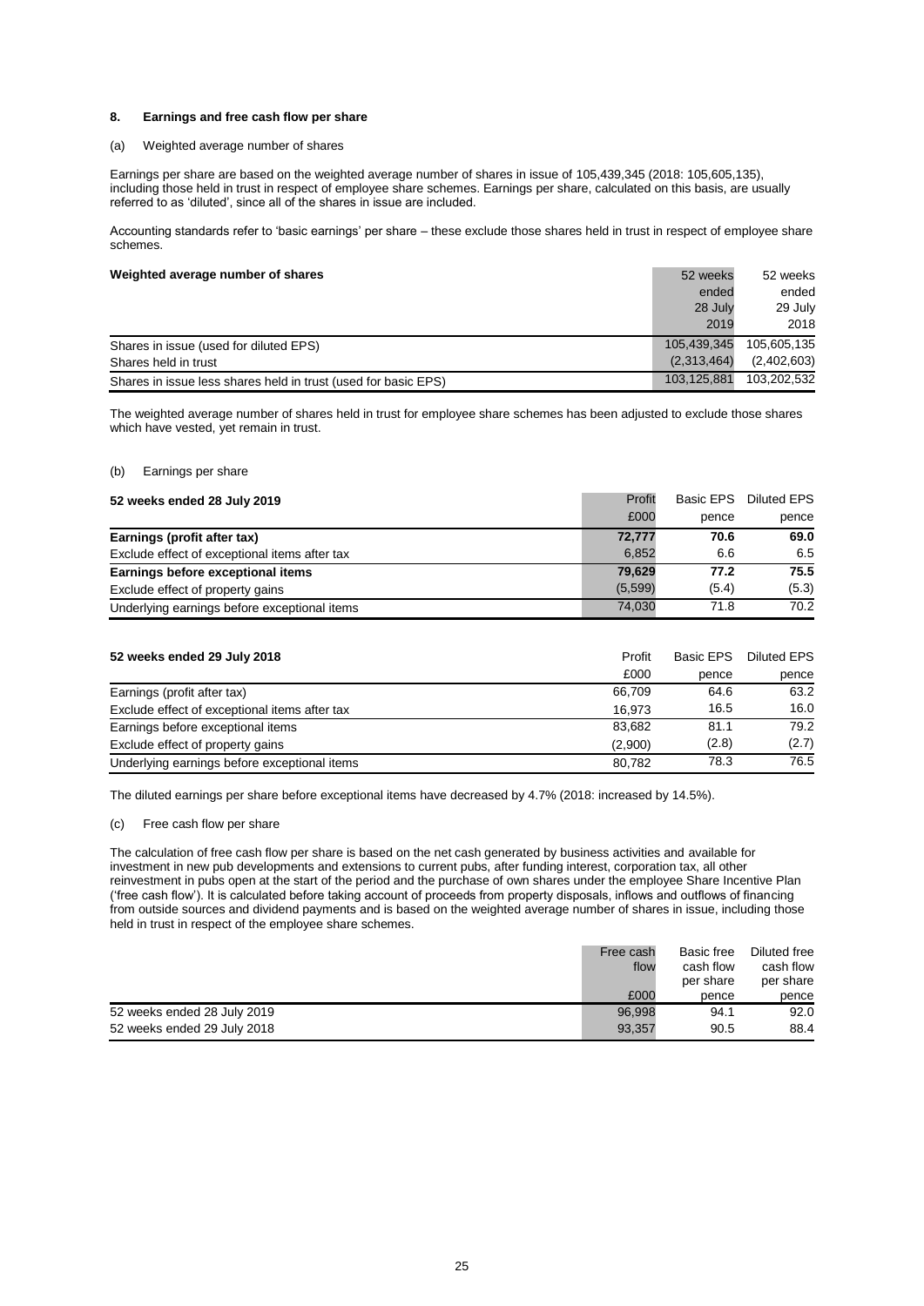## 8. Earnings and free cash flow per share

### (a) Weighted average number of shares

Earnings per share are based on the weighted average number of shares in issue of 105,439,345 (2018: 105,605,135), including those held in trust in respect of employee share schemes. Earnings per share, calculated on this basis, are usually referred to as 'diluted', since all of the shares in issue are included.

Accounting standards refer to 'basic earnings' per share – these exclude those shares held in trust in respect of employee share schemes.

| **Weighted average number of shares** | 52 weeks ended 28 July 2019 | 52 weeks ended 29 July 2018 |
|---|---|---|
| Shares in issue (used for diluted EPS) | 105,439,345 | 105,605,135 |
| Shares held in trust | (2,313,464) | (2,402,603) |
| Shares in issue less shares held in trust (used for basic EPS) | 103,125,881 | 103,202,532 |

The weighted average number of shares held in trust for employee share schemes has been adjusted to exclude those shares which have vested, yet remain in trust.

### (b) Earnings per share

| **52 weeks ended 28 July 2019** | Profit £000 | Basic EPS pence | Diluted EPS pence |
|---|---|---|---|
| **Earnings (profit after tax)** | **72,777** | **70.6** | **69.0** |
| Exclude effect of exceptional items after tax | 6,852 | 6.6 | 6.5 |
| **Earnings before exceptional items** | **79,629** | **77.2** | **75.5** |
| Exclude effect of property gains | (5,599) | (5.4) | (5.3) |
| Underlying earnings before exceptional items | 74,030 | 71.8 | 70.2 |

| **52 weeks ended 29 July 2018** | Profit £000 | Basic EPS pence | Diluted EPS pence |
|---|---|---|---|
| Earnings (profit after tax) | 66,709 | 64.6 | 63.2 |
| Exclude effect of exceptional items after tax | 16,973 | 16.5 | 16.0 |
| Earnings before exceptional items | 83,682 | 81.1 | 79.2 |
| Exclude effect of property gains | (2,900) | (2.8) | (2.7) |
| Underlying earnings before exceptional items | 80,782 | 78.3 | 76.5 |

The diluted earnings per share before exceptional items have decreased by 4.7% (2018: increased by 14.5%).

### (c) Free cash flow per share

The calculation of free cash flow per share is based on the net cash generated by business activities and available for investment in new pub developments and extensions to current pubs, after funding interest, corporation tax, all other reinvestment in pubs open at the start of the period and the purchase of own shares under the employee Share Incentive Plan ('free cash flow'). It is calculated before taking account of proceeds from property disposals, inflows and outflows of financing from outside sources and dividend payments and is based on the weighted average number of shares in issue, including those held in trust in respect of the employee share schemes.

| | Free cash flow £000 | Basic free cash flow per share pence | Diluted free cash flow per share pence |
|---|---|---|---|
| 52 weeks ended 28 July 2019 | 96,998 | 94.1 | 92.0 |
| 52 weeks ended 29 July 2018 | 93,357 | 90.5 | 88.4 |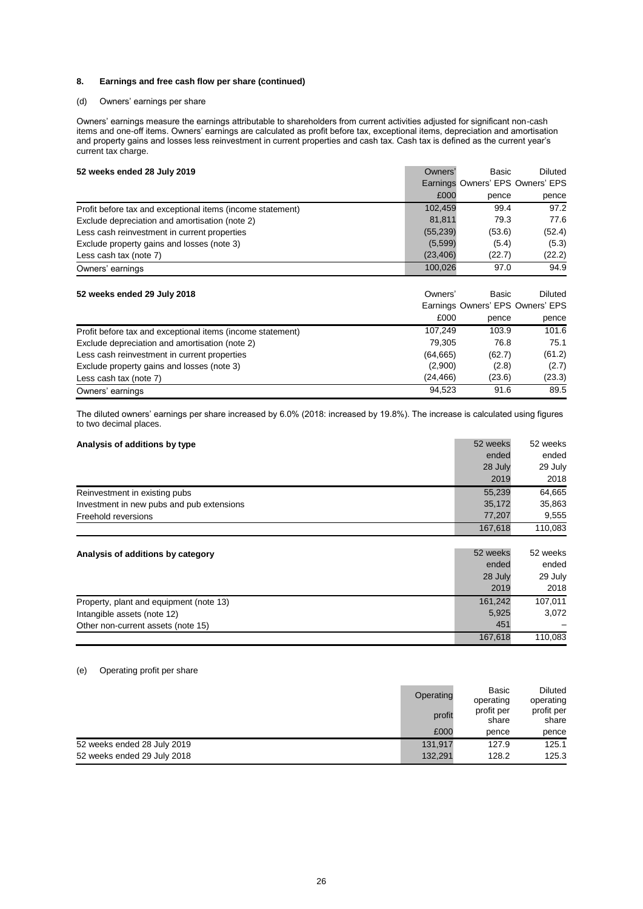### 8. Earnings and free cash flow per share (continued)

(d) Owners' earnings per share

Owners' earnings measure the earnings attributable to shareholders from current activities adjusted for significant non-cash items and one-off items. Owners' earnings are calculated as profit before tax, exceptional items, depreciation and amortisation and property gains and losses less reinvestment in current properties and cash tax. Cash tax is defined as the current year's current tax charge.

| **52 weeks ended 28 July 2019** | Owners' Earnings | Basic Owners' EPS | Diluted Owners' EPS |
|---|---|---|---|
| | £000 | pence | pence |
| Profit before tax and exceptional items (income statement) | 102,459 | 99.4 | 97.2 |
| Exclude depreciation and amortisation (note 2) | 81,811 | 79.3 | 77.6 |
| Less cash reinvestment in current properties | (55,239) | (53.6) | (52.4) |
| Exclude property gains and losses (note 3) | (5,599) | (5.4) | (5.3) |
| Less cash tax (note 7) | (23,406) | (22.7) | (22.2) |
| Owners' earnings | 100,026 | 97.0 | 94.9 |

| **52 weeks ended 29 July 2018** | Owners' Earnings | Basic Owners' EPS | Diluted Owners' EPS |
|---|---|---|---|
| | £000 | pence | pence |
| Profit before tax and exceptional items (income statement) | 107,249 | 103.9 | 101.6 |
| Exclude depreciation and amortisation (note 2) | 79,305 | 76.8 | 75.1 |
| Less cash reinvestment in current properties | (64,665) | (62.7) | (61.2) |
| Exclude property gains and losses (note 3) | (2,900) | (2.8) | (2.7) |
| Less cash tax (note 7) | (24,466) | (23.6) | (23.3) |
| Owners' earnings | 94,523 | 91.6 | 89.5 |

The diluted owners' earnings per share increased by 6.0% (2018: increased by 19.8%). The increase is calculated using figures to two decimal places.

| **Analysis of additions by type** | 52 weeks ended 28 July 2019 | 52 weeks ended 29 July 2018 |
|---|---|---|
| Reinvestment in existing pubs | 55,239 | 64,665 |
| Investment in new pubs and pub extensions | 35,172 | 35,863 |
| Freehold reversions | 77,207 | 9,555 |
| | 167,618 | 110,083 |

| **Analysis of additions by category** | 52 weeks ended 28 July 2019 | 52 weeks ended 29 July 2018 |
|---|---|---|
| Property, plant and equipment (note 13) | 161,242 | 107,011 |
| Intangible assets (note 12) | 5,925 | 3,072 |
| Other non-current assets (note 15) | 451 | – |
| | 167,618 | 110,083 |

(e) Operating profit per share

| | Operating profit | Basic operating profit per share | Diluted operating profit per share |
|---|---|---|---|
| | £000 | pence | pence |
| 52 weeks ended 28 July 2019 | 131,917 | 127.9 | 125.1 |
| 52 weeks ended 29 July 2018 | 132,291 | 128.2 | 125.3 |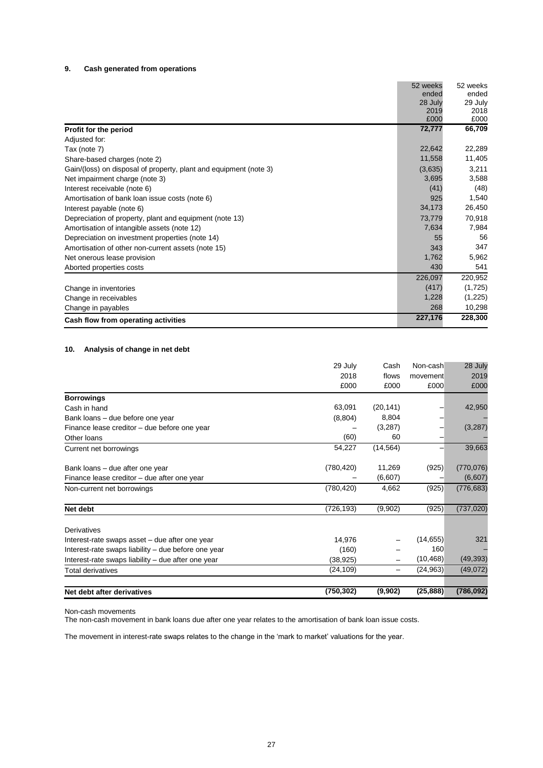## 9. Cash generated from operations

| | 52 weeks ended 28 July 2019 £000 | 52 weeks ended 29 July 2018 £000 |
|---|---|---|
| **Profit for the period** | **72,777** | **66,709** |
| Adjusted for: | | |
| Tax (note 7) | 22,642 | 22,289 |
| Share-based charges (note 2) | 11,558 | 11,405 |
| Gain/(loss) on disposal of property, plant and equipment (note 3) | (3,635) | 3,211 |
| Net impairment charge (note 3) | 3,695 | 3,588 |
| Interest receivable (note 6) | (41) | (48) |
| Amortisation of bank loan issue costs (note 6) | 925 | 1,540 |
| Interest payable (note 6) | 34,173 | 26,450 |
| Depreciation of property, plant and equipment (note 13) | 73,779 | 70,918 |
| Amortisation of intangible assets (note 12) | 7,634 | 7,984 |
| Depreciation on investment properties (note 14) | 55 | 56 |
| Amortisation of other non-current assets (note 15) | 343 | 347 |
| Net onerous lease provision | 1,762 | 5,962 |
| Aborted properties costs | 430 | 541 |
| | 226,097 | 220,952 |
| Change in inventories | (417) | (1,725) |
| Change in receivables | 1,228 | (1,225) |
| Change in payables | 268 | 10,298 |
| **Cash flow from operating activities** | **227,176** | **228,300** |

## 10. Analysis of change in net debt

| | 29 July 2018 £000 | Cash flows £000 | Non-cash movement £000 | 28 July 2019 £000 |
|---|---|---|---|---|
| **Borrowings** | | | | |
| Cash in hand | 63,091 | (20,141) | – | 42,950 |
| Bank loans – due before one year | (8,804) | 8,804 | – | – |
| Finance lease creditor – due before one year | – | (3,287) | – | (3,287) |
| Other loans | (60) | 60 | – | – |
| Current net borrowings | 54,227 | (14,564) | – | 39,663 |
| | | | | |
| Bank loans – due after one year | (780,420) | 11,269 | (925) | (770,076) |
| Finance lease creditor – due after one year | – | (6,607) | – | (6,607) |
| Non-current net borrowings | (780,420) | 4,662 | (925) | (776,683) |
| | | | | |
| **Net debt** | (726,193) | (9,902) | (925) | (737,020) |
| | | | | |
| Derivatives | | | | |
| Interest-rate swaps asset – due after one year | 14,976 | – | (14,655) | 321 |
| Interest-rate swaps liability – due before one year | (160) | – | 160 | – |
| Interest-rate swaps liability – due after one year | (38,925) | – | (10,468) | (49,393) |
| Total derivatives | (24,109) | – | (24,963) | (49,072) |
| | | | | |
| **Net debt after derivatives** | **(750,302)** | **(9,902)** | **(25,888)** | **(786,092)** |

Non-cash movements

The non-cash movement in bank loans due after one year relates to the amortisation of bank loan issue costs.

The movement in interest-rate swaps relates to the change in the 'mark to market' valuations for the year.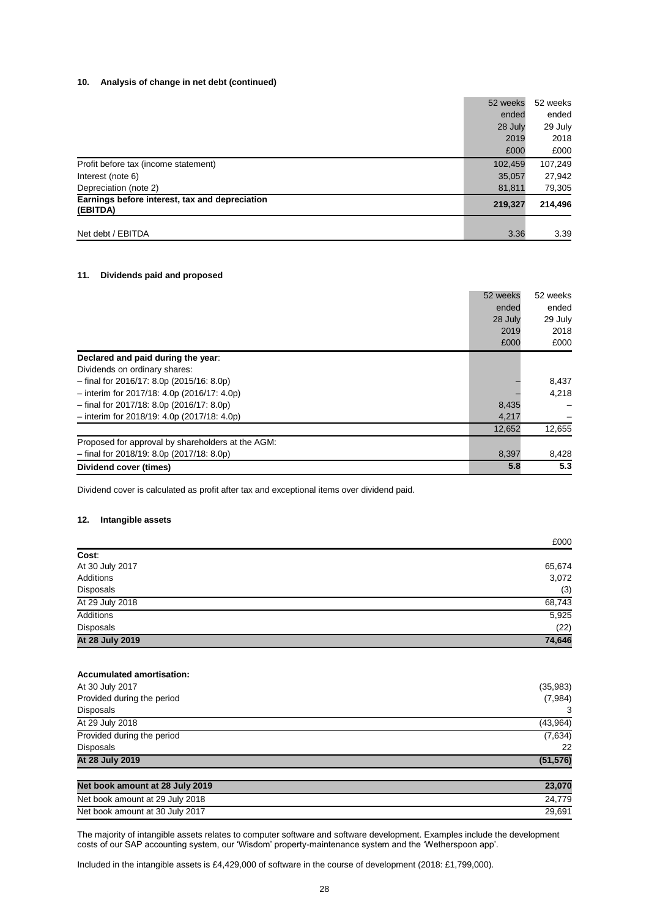## 10. Analysis of change in net debt (continued)

| | 52 weeks ended 28 July 2019 £000 | 52 weeks ended 29 July 2018 £000 |
|---|---|---|
| Profit before tax (income statement) | 102,459 | 107,249 |
| Interest (note 6) | 35,057 | 27,942 |
| Depreciation (note 2) | 81,811 | 79,305 |
| **Earnings before interest, tax and depreciation (EBITDA)** | **219,327** | **214,496** |
| | | |
| Net debt / EBITDA | 3.36 | 3.39 |

## 11. Dividends paid and proposed

| | 52 weeks ended 28 July 2019 £000 | 52 weeks ended 29 July 2018 £000 |
|---|---|---|
| **Declared and paid during the year**: | | |
| Dividends on ordinary shares: | | |
| – final for 2016/17: 8.0p (2015/16: 8.0p) | – | 8,437 |
| – interim for 2017/18: 4.0p (2016/17: 4.0p) | – | 4,218 |
| – final for 2017/18: 8.0p (2016/17: 8.0p) | 8,435 | – |
| – interim for 2018/19: 4.0p (2017/18: 4.0p) | 4,217 | – |
| | 12,652 | 12,655 |
| Proposed for approval by shareholders at the AGM: | | |
| – final for 2018/19: 8.0p (2017/18: 8.0p) | 8,397 | 8,428 |
| **Dividend cover (times)** | **5.8** | **5.3** |

Dividend cover is calculated as profit after tax and exceptional items over dividend paid.

## 12. Intangible assets

| | £000 |
|---|---|
| **Cost**: | |
| At 30 July 2017 | 65,674 |
| Additions | 3,072 |
| Disposals | (3) |
| At 29 July 2018 | 68,743 |
| Additions | 5,925 |
| Disposals | (22) |
| **At 28 July 2019** | **74,646** |
| | |
| **Accumulated amortisation:** | |
| At 30 July 2017 | (35,983) |
| Provided during the period | (7,984) |
| Disposals | 3 |
| At 29 July 2018 | (43,964) |
| Provided during the period | (7,634) |
| Disposals | 22 |
| **At 28 July 2019** | **(51,576)** |
| | |
| **Net book amount at 28 July 2019** | **23,070** |
| Net book amount at 29 July 2018 | 24,779 |
| Net book amount at 30 July 2017 | 29,691 |

The majority of intangible assets relates to computer software and software development. Examples include the development costs of our SAP accounting system, our 'Wisdom' property-maintenance system and the 'Wetherspoon app'.

Included in the intangible assets is £4,429,000 of software in the course of development (2018: £1,799,000).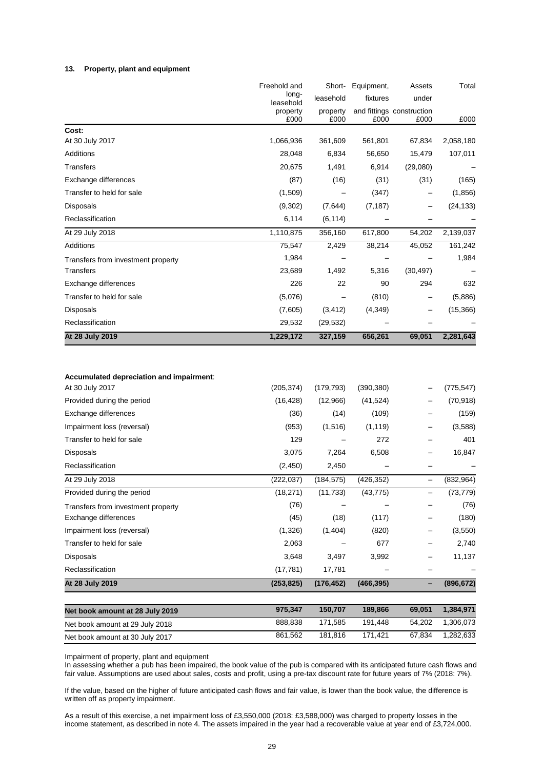### 13. Property, plant and equipment

| | Freehold and long-leasehold property £000 | Short-leasehold property £000 | Equipment, fixtures and fittings £000 | Assets under construction £000 | Total £000 |
|---|---|---|---|---|---|
| **Cost:** | | | | | |
| At 30 July 2017 | 1,066,936 | 361,609 | 561,801 | 67,834 | 2,058,180 |
| Additions | 28,048 | 6,834 | 56,650 | 15,479 | 107,011 |
| Transfers | 20,675 | 1,491 | 6,914 | (29,080) | – |
| Exchange differences | (87) | (16) | (31) | (31) | (165) |
| Transfer to held for sale | (1,509) | – | (347) | – | (1,856) |
| Disposals | (9,302) | (7,644) | (7,187) | – | (24,133) |
| Reclassification | 6,114 | (6,114) | – | – | – |
| At 29 July 2018 | 1,110,875 | 356,160 | 617,800 | 54,202 | 2,139,037 |
| Additions | 75,547 | 2,429 | 38,214 | 45,052 | 161,242 |
| Transfers from investment property | 1,984 | – | – | – | 1,984 |
| Transfers | 23,689 | 1,492 | 5,316 | (30,497) | – |
| Exchange differences | 226 | 22 | 90 | 294 | 632 |
| Transfer to held for sale | (5,076) | – | (810) | – | (5,886) |
| Disposals | (7,605) | (3,412) | (4,349) | – | (15,366) |
| Reclassification | 29,532 | (29,532) | – | – | – |
| **At 28 July 2019** | **1,229,172** | **327,159** | **656,261** | **69,051** | **2,281,643** |
| | | | | | |
| **Accumulated depreciation and impairment:** | | | | | |
| At 30 July 2017 | (205,374) | (179,793) | (390,380) | – | (775,547) |
| Provided during the period | (16,428) | (12,966) | (41,524) | – | (70,918) |
| Exchange differences | (36) | (14) | (109) | – | (159) |
| Impairment loss (reversal) | (953) | (1,516) | (1,119) | – | (3,588) |
| Transfer to held for sale | 129 | – | 272 | – | 401 |
| Disposals | 3,075 | 7,264 | 6,508 | – | 16,847 |
| Reclassification | (2,450) | 2,450 | – | – | – |
| At 29 July 2018 | (222,037) | (184,575) | (426,352) | – | (832,964) |
| Provided during the period | (18,271) | (11,733) | (43,775) | – | (73,779) |
| Transfers from investment property | (76) | – | – | – | (76) |
| Exchange differences | (45) | (18) | (117) | – | (180) |
| Impairment loss (reversal) | (1,326) | (1,404) | (820) | – | (3,550) |
| Transfer to held for sale | 2,063 | – | 677 | – | 2,740 |
| Disposals | 3,648 | 3,497 | 3,992 | – | 11,137 |
| Reclassification | (17,781) | 17,781 | – | – | – |
| **At 28 July 2019** | **(253,825)** | **(176,452)** | **(466,395)** | **–** | **(896,672)** |
| | | | | | |
| **Net book amount at 28 July 2019** | **975,347** | **150,707** | **189,866** | **69,051** | **1,384,971** |
| Net book amount at 29 July 2018 | 888,838 | 171,585 | 191,448 | 54,202 | 1,306,073 |
| Net book amount at 30 July 2017 | 861,562 | 181,816 | 171,421 | 67,834 | 1,282,633 |

Impairment of property, plant and equipment

In assessing whether a pub has been impaired, the book value of the pub is compared with its anticipated future cash flows and fair value. Assumptions are used about sales, costs and profit, using a pre-tax discount rate for future years of 7% (2018: 7%).

If the value, based on the higher of future anticipated cash flows and fair value, is lower than the book value, the difference is written off as property impairment.

As a result of this exercise, a net impairment loss of £3,550,000 (2018: £3,588,000) was charged to property losses in the income statement, as described in note 4. The assets impaired in the year had a recoverable value at year end of £3,724,000.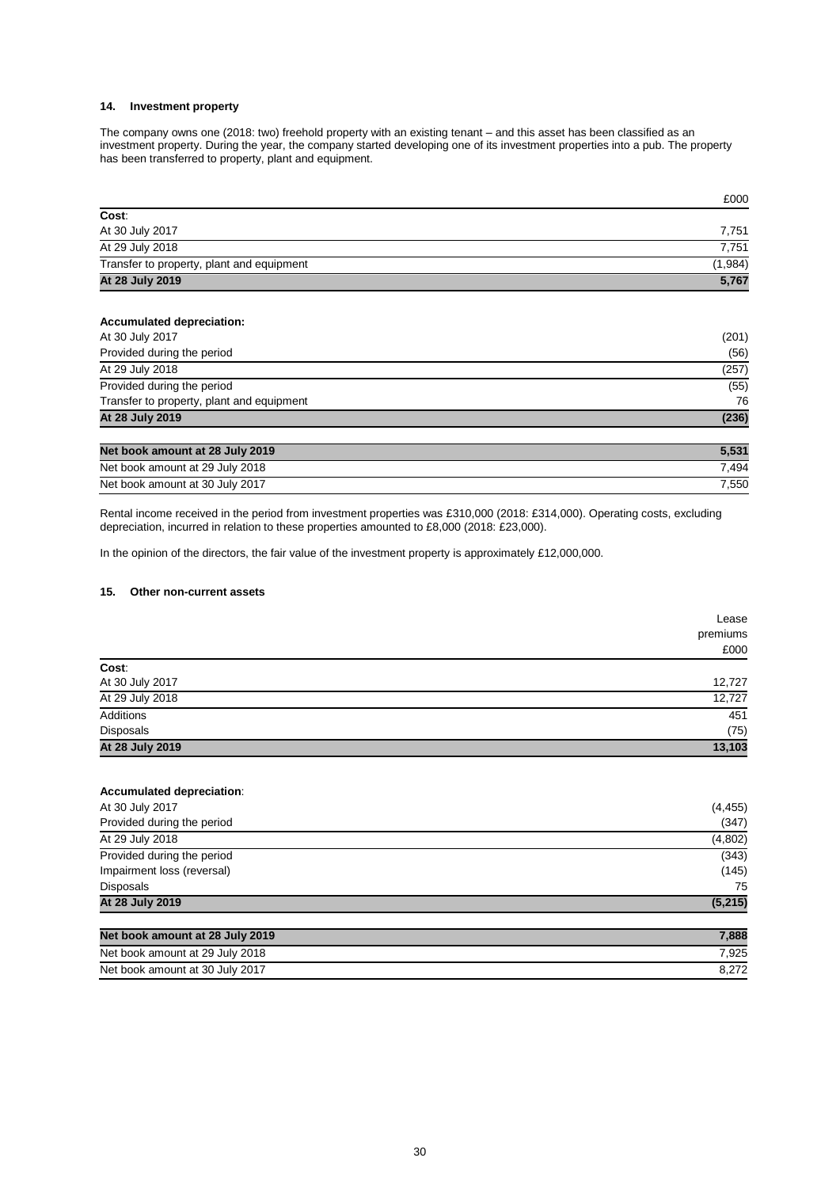### 14. Investment property

The company owns one (2018: two) freehold property with an existing tenant – and this asset has been classified as an investment property. During the year, the company started developing one of its investment properties into a pub. The property has been transferred to property, plant and equipment.

| | £000 |
|---|---|
| **Cost**: | |
| At 30 July 2017 | 7,751 |
| At 29 July 2018 | 7,751 |
| Transfer to property, plant and equipment | (1,984) |
| **At 28 July 2019** | **5,767** |
| | |
| **Accumulated depreciation:** | |
| At 30 July 2017 | (201) |
| Provided during the period | (56) |
| At 29 July 2018 | (257) |
| Provided during the period | (55) |
| Transfer to property, plant and equipment | 76 |
| **At 28 July 2019** | **(236)** |
| | |
| **Net book amount at 28 July 2019** | **5,531** |
| Net book amount at 29 July 2018 | 7,494 |
| Net book amount at 30 July 2017 | 7,550 |

Rental income received in the period from investment properties was £310,000 (2018: £314,000). Operating costs, excluding depreciation, incurred in relation to these properties amounted to £8,000 (2018: £23,000).

In the opinion of the directors, the fair value of the investment property is approximately £12,000,000.

### 15. Other non-current assets

| | Lease premiums £000 |
|---|---|
| **Cost**: | |
| At 30 July 2017 | 12,727 |
| At 29 July 2018 | 12,727 |
| Additions | 451 |
| Disposals | (75) |
| **At 28 July 2019** | **13,103** |
| | |
| **Accumulated depreciation**: | |
| At 30 July 2017 | (4,455) |
| Provided during the period | (347) |
| At 29 July 2018 | (4,802) |
| Provided during the period | (343) |
| Impairment loss (reversal) | (145) |
| Disposals | 75 |
| **At 28 July 2019** | **(5,215)** |
| | |
| **Net book amount at 28 July 2019** | **7,888** |
| Net book amount at 29 July 2018 | 7,925 |
| Net book amount at 30 July 2017 | 8,272 |